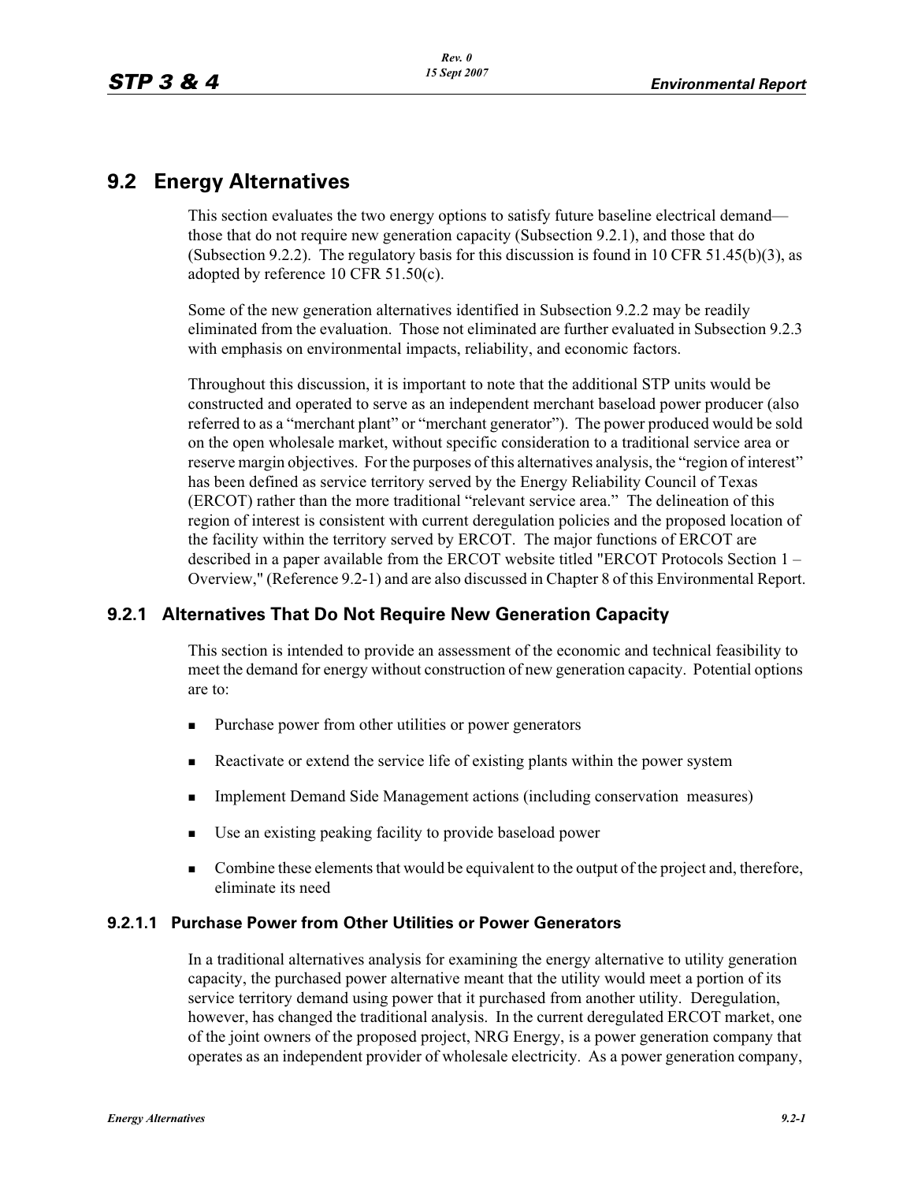## 9.2 Energy Alternatives

This section evaluates the two energy options to satisfy future baseline electrical demand—those that do not require new generation capacity (Subsection 9.2.1), and those that do (Subsection 9.2.2). The regulatory basis for this discussion is found in 10 CFR 51.45(b)(3), as adopted by reference 10 CFR 51.50(c).

Some of the new generation alternatives identified in Subsection 9.2.2 may be readily eliminated from the evaluation. Those not eliminated are further evaluated in Subsection 9.2.3 with emphasis on environmental impacts, reliability, and economic factors.

Throughout this discussion, it is important to note that the additional STP units would be constructed and operated to serve as an independent merchant baseload power producer (also referred to as a "merchant plant" or "merchant generator"). The power produced would be sold on the open wholesale market, without specific consideration to a traditional service area or reserve margin objectives. For the purposes of this alternatives analysis, the "region of interest" has been defined as service territory served by the Energy Reliability Council of Texas (ERCOT) rather than the more traditional "relevant service area." The delineation of this region of interest is consistent with current deregulation policies and the proposed location of the facility within the territory served by ERCOT. The major functions of ERCOT are described in a paper available from the ERCOT website titled "ERCOT Protocols Section 1 – Overview," (Reference 9.2-1) and are also discussed in Chapter 8 of this Environmental Report.

### 9.2.1 Alternatives That Do Not Require New Generation Capacity

This section is intended to provide an assessment of the economic and technical feasibility to meet the demand for energy without construction of new generation capacity. Potential options are to:

- Purchase power from other utilities or power generators
- Reactivate or extend the service life of existing plants within the power system
- Implement Demand Side Management actions (including conservation measures)
- Use an existing peaking facility to provide baseload power
- Combine these elements that would be equivalent to the output of the project and, therefore, eliminate its need

#### 9.2.1.1 Purchase Power from Other Utilities or Power Generators

In a traditional alternatives analysis for examining the energy alternative to utility generation capacity, the purchased power alternative meant that the utility would meet a portion of its service territory demand using power that it purchased from another utility. Deregulation, however, has changed the traditional analysis. In the current deregulated ERCOT market, one of the joint owners of the proposed project, NRG Energy, is a power generation company that operates as an independent provider of wholesale electricity. As a power generation company,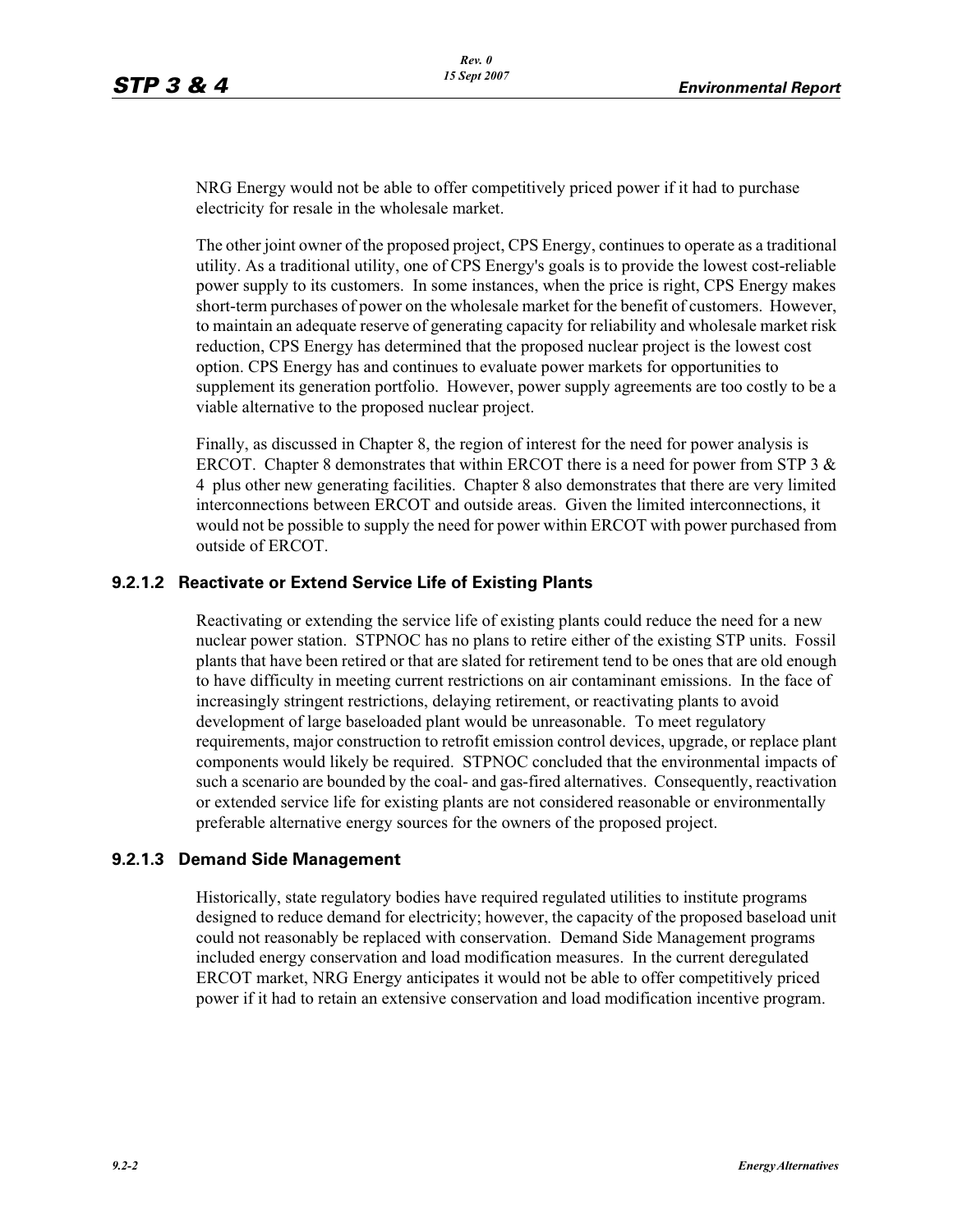NRG Energy would not be able to offer competitively priced power if it had to purchase electricity for resale in the wholesale market.

The other joint owner of the proposed project, CPS Energy, continues to operate as a traditional utility. As a traditional utility, one of CPS Energy's goals is to provide the lowest cost-reliable power supply to its customers. In some instances, when the price is right, CPS Energy makes short-term purchases of power on the wholesale market for the benefit of customers. However, to maintain an adequate reserve of generating capacity for reliability and wholesale market risk reduction, CPS Energy has determined that the proposed nuclear project is the lowest cost option. CPS Energy has and continues to evaluate power markets for opportunities to supplement its generation portfolio. However, power supply agreements are too costly to be a viable alternative to the proposed nuclear project.

Finally, as discussed in Chapter 8, the region of interest for the need for power analysis is ERCOT. Chapter 8 demonstrates that within ERCOT there is a need for power from STP 3 & 4 plus other new generating facilities. Chapter 8 also demonstrates that there are very limited interconnections between ERCOT and outside areas. Given the limited interconnections, it would not be possible to supply the need for power within ERCOT with power purchased from outside of ERCOT.

### 9.2.1.2 Reactivate or Extend Service Life of Existing Plants

Reactivating or extending the service life of existing plants could reduce the need for a new nuclear power station. STPNOC has no plans to retire either of the existing STP units. Fossil plants that have been retired or that are slated for retirement tend to be ones that are old enough to have difficulty in meeting current restrictions on air contaminant emissions. In the face of increasingly stringent restrictions, delaying retirement, or reactivating plants to avoid development of large baseloaded plant would be unreasonable. To meet regulatory requirements, major construction to retrofit emission control devices, upgrade, or replace plant components would likely be required. STPNOC concluded that the environmental impacts of such a scenario are bounded by the coal- and gas-fired alternatives. Consequently, reactivation or extended service life for existing plants are not considered reasonable or environmentally preferable alternative energy sources for the owners of the proposed project.

### 9.2.1.3 Demand Side Management

Historically, state regulatory bodies have required regulated utilities to institute programs designed to reduce demand for electricity; however, the capacity of the proposed baseload unit could not reasonably be replaced with conservation. Demand Side Management programs included energy conservation and load modification measures. In the current deregulated ERCOT market, NRG Energy anticipates it would not be able to offer competitively priced power if it had to retain an extensive conservation and load modification incentive program.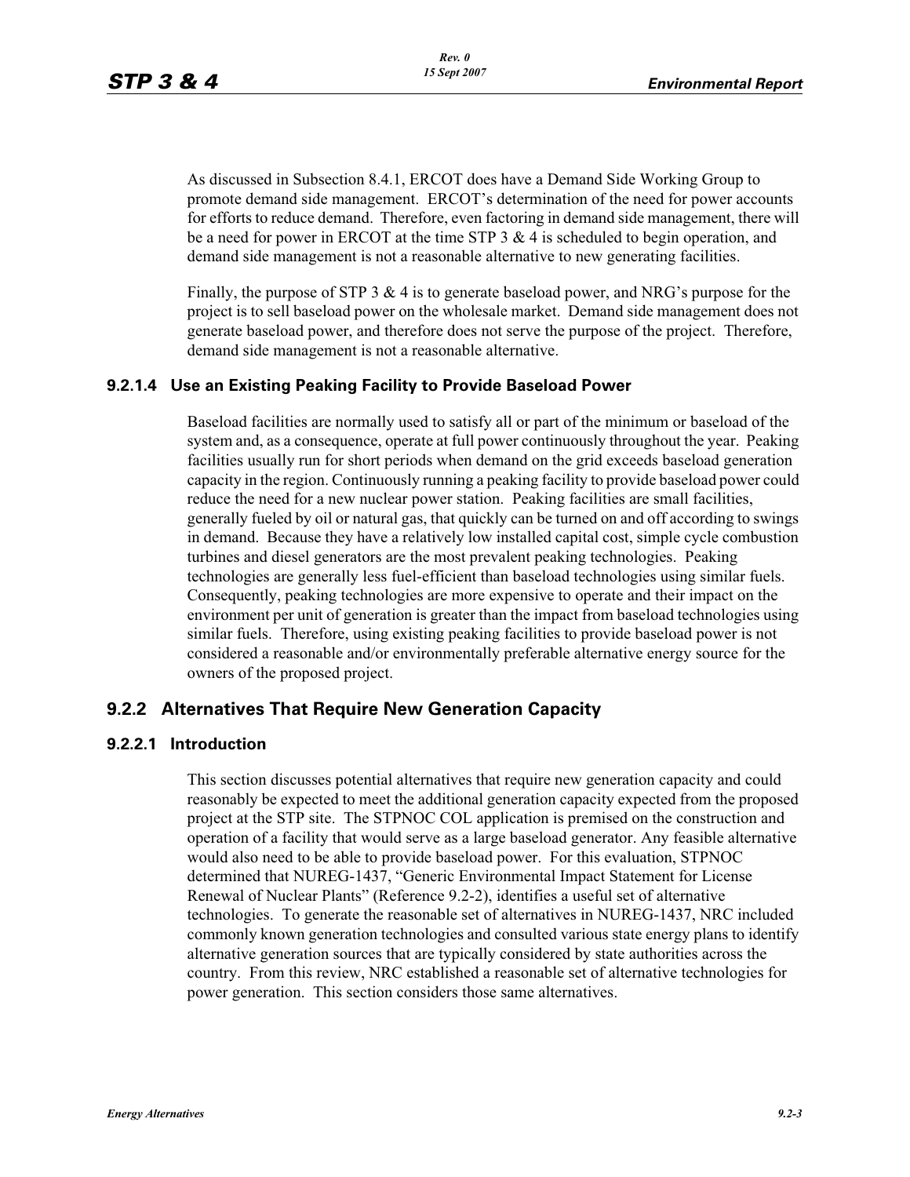As discussed in Subsection 8.4.1, ERCOT does have a Demand Side Working Group to promote demand side management. ERCOT's determination of the need for power accounts for efforts to reduce demand. Therefore, even factoring in demand side management, there will be a need for power in ERCOT at the time STP 3 & 4 is scheduled to begin operation, and demand side management is not a reasonable alternative to new generating facilities.

Finally, the purpose of STP 3 & 4 is to generate baseload power, and NRG's purpose for the project is to sell baseload power on the wholesale market. Demand side management does not generate baseload power, and therefore does not serve the purpose of the project. Therefore, demand side management is not a reasonable alternative.

#### 9.2.1.4 Use an Existing Peaking Facility to Provide Baseload Power

Baseload facilities are normally used to satisfy all or part of the minimum or baseload of the system and, as a consequence, operate at full power continuously throughout the year. Peaking facilities usually run for short periods when demand on the grid exceeds baseload generation capacity in the region. Continuously running a peaking facility to provide baseload power could reduce the need for a new nuclear power station. Peaking facilities are small facilities, generally fueled by oil or natural gas, that quickly can be turned on and off according to swings in demand. Because they have a relatively low installed capital cost, simple cycle combustion turbines and diesel generators are the most prevalent peaking technologies. Peaking technologies are generally less fuel-efficient than baseload technologies using similar fuels. Consequently, peaking technologies are more expensive to operate and their impact on the environment per unit of generation is greater than the impact from baseload technologies using similar fuels. Therefore, using existing peaking facilities to provide baseload power is not considered a reasonable and/or environmentally preferable alternative energy source for the owners of the proposed project.

### 9.2.2 Alternatives That Require New Generation Capacity

#### 9.2.2.1 Introduction

This section discusses potential alternatives that require new generation capacity and could reasonably be expected to meet the additional generation capacity expected from the proposed project at the STP site. The STPNOC COL application is premised on the construction and operation of a facility that would serve as a large baseload generator. Any feasible alternative would also need to be able to provide baseload power. For this evaluation, STPNOC determined that NUREG-1437, "Generic Environmental Impact Statement for License Renewal of Nuclear Plants" (Reference 9.2-2), identifies a useful set of alternative technologies. To generate the reasonable set of alternatives in NUREG-1437, NRC included commonly known generation technologies and consulted various state energy plans to identify alternative generation sources that are typically considered by state authorities across the country. From this review, NRC established a reasonable set of alternative technologies for power generation. This section considers those same alternatives.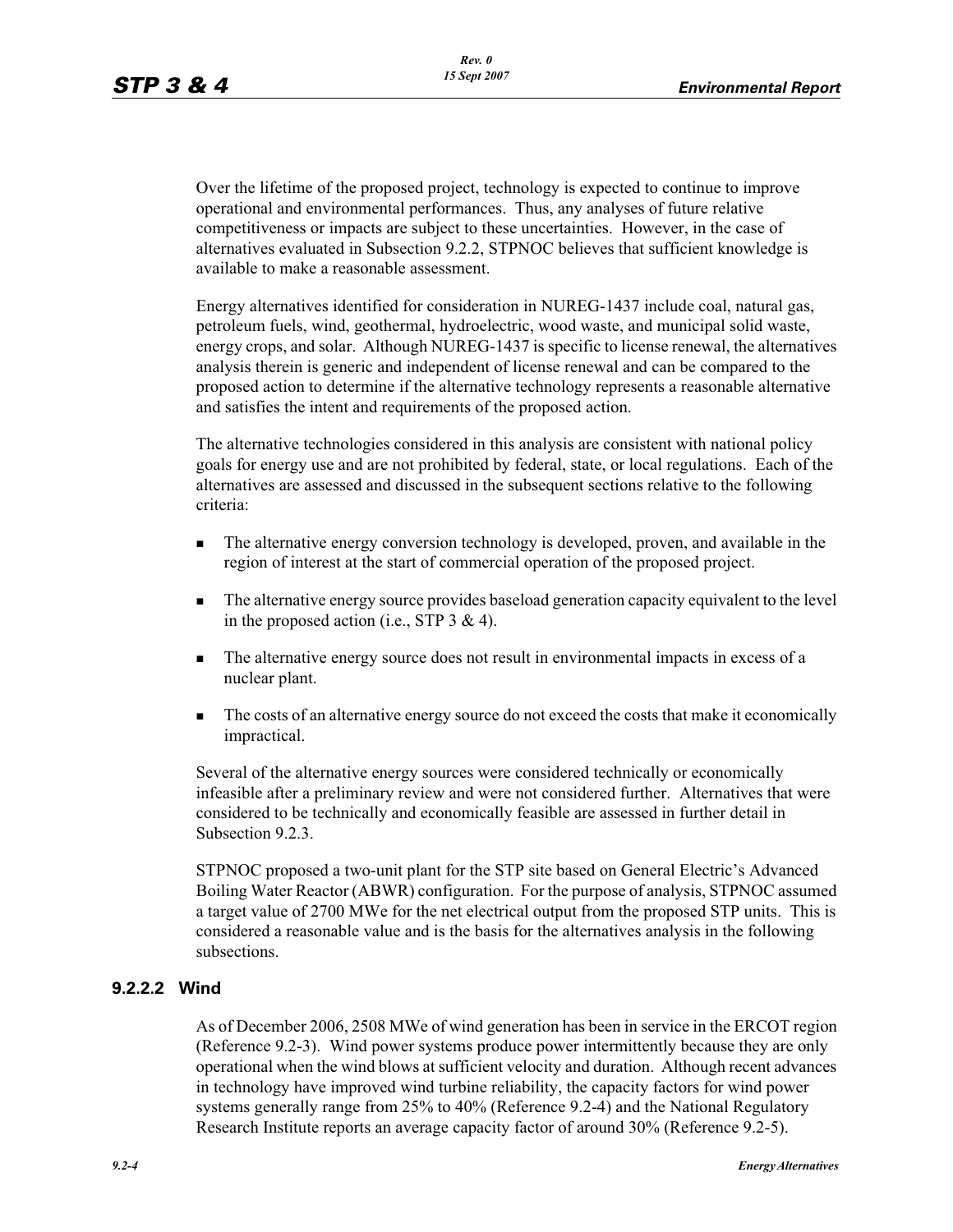Over the lifetime of the proposed project, technology is expected to continue to improve operational and environmental performances. Thus, any analyses of future relative competitiveness or impacts are subject to these uncertainties. However, in the case of alternatives evaluated in Subsection 9.2.2, STPNOC believes that sufficient knowledge is available to make a reasonable assessment.

Energy alternatives identified for consideration in NUREG-1437 include coal, natural gas, petroleum fuels, wind, geothermal, hydroelectric, wood waste, and municipal solid waste, energy crops, and solar. Although NUREG-1437 is specific to license renewal, the alternatives analysis therein is generic and independent of license renewal and can be compared to the proposed action to determine if the alternative technology represents a reasonable alternative and satisfies the intent and requirements of the proposed action.

The alternative technologies considered in this analysis are consistent with national policy goals for energy use and are not prohibited by federal, state, or local regulations. Each of the alternatives are assessed and discussed in the subsequent sections relative to the following criteria:

- The alternative energy conversion technology is developed, proven, and available in the region of interest at the start of commercial operation of the proposed project.
- The alternative energy source provides baseload generation capacity equivalent to the level in the proposed action (i.e., STP 3 & 4).
- The alternative energy source does not result in environmental impacts in excess of a nuclear plant.
- The costs of an alternative energy source do not exceed the costs that make it economically impractical.

Several of the alternative energy sources were considered technically or economically infeasible after a preliminary review and were not considered further. Alternatives that were considered to be technically and economically feasible are assessed in further detail in Subsection 9.2.3.

STPNOC proposed a two-unit plant for the STP site based on General Electric's Advanced Boiling Water Reactor (ABWR) configuration. For the purpose of analysis, STPNOC assumed a target value of 2700 MWe for the net electrical output from the proposed STP units. This is considered a reasonable value and is the basis for the alternatives analysis in the following subsections.

### 9.2.2.2 Wind

As of December 2006, 2508 MWe of wind generation has been in service in the ERCOT region (Reference 9.2-3). Wind power systems produce power intermittently because they are only operational when the wind blows at sufficient velocity and duration. Although recent advances in technology have improved wind turbine reliability, the capacity factors for wind power systems generally range from 25% to 40% (Reference 9.2-4) and the National Regulatory Research Institute reports an average capacity factor of around 30% (Reference 9.2-5).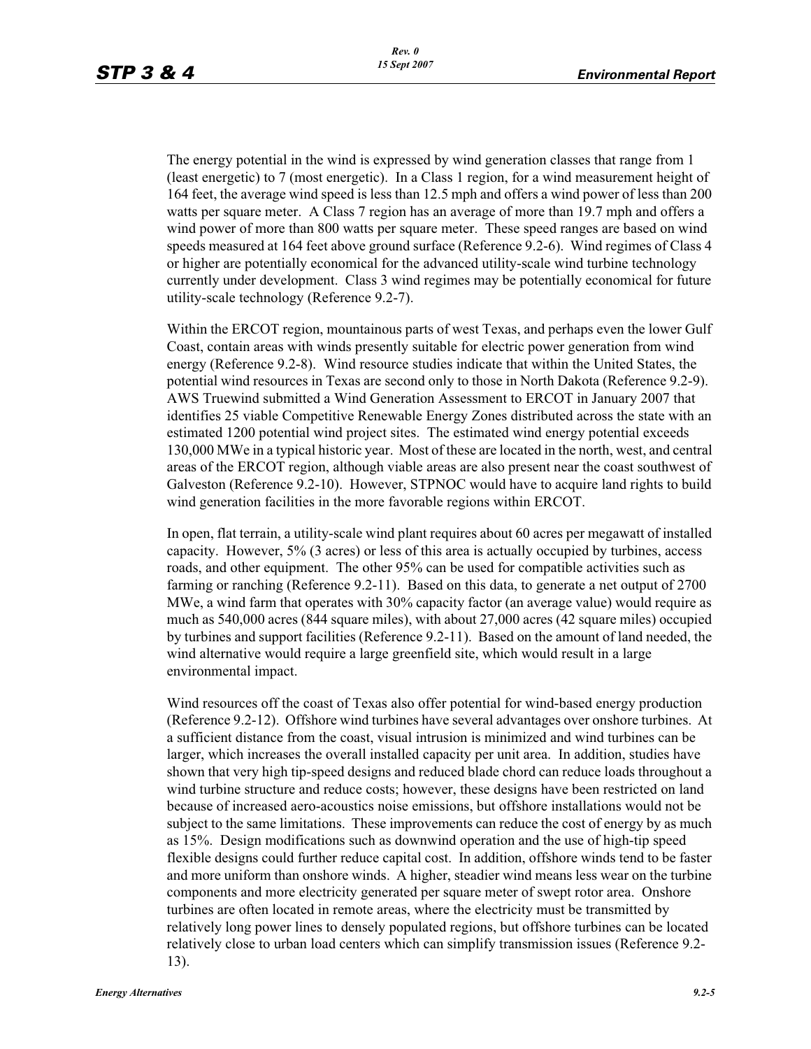The energy potential in the wind is expressed by wind generation classes that range from 1 (least energetic) to 7 (most energetic). In a Class 1 region, for a wind measurement height of 164 feet, the average wind speed is less than 12.5 mph and offers a wind power of less than 200 watts per square meter. A Class 7 region has an average of more than 19.7 mph and offers a wind power of more than 800 watts per square meter. These speed ranges are based on wind speeds measured at 164 feet above ground surface (Reference 9.2-6). Wind regimes of Class 4 or higher are potentially economical for the advanced utility-scale wind turbine technology currently under development. Class 3 wind regimes may be potentially economical for future utility-scale technology (Reference 9.2-7).

Within the ERCOT region, mountainous parts of west Texas, and perhaps even the lower Gulf Coast, contain areas with winds presently suitable for electric power generation from wind energy (Reference 9.2-8). Wind resource studies indicate that within the United States, the potential wind resources in Texas are second only to those in North Dakota (Reference 9.2-9). AWS Truewind submitted a Wind Generation Assessment to ERCOT in January 2007 that identifies 25 viable Competitive Renewable Energy Zones distributed across the state with an estimated 1200 potential wind project sites. The estimated wind energy potential exceeds 130,000 MWe in a typical historic year. Most of these are located in the north, west, and central areas of the ERCOT region, although viable areas are also present near the coast southwest of Galveston (Reference 9.2-10). However, STPNOC would have to acquire land rights to build wind generation facilities in the more favorable regions within ERCOT.

In open, flat terrain, a utility-scale wind plant requires about 60 acres per megawatt of installed capacity. However, 5% (3 acres) or less of this area is actually occupied by turbines, access roads, and other equipment. The other 95% can be used for compatible activities such as farming or ranching (Reference 9.2-11). Based on this data, to generate a net output of 2700 MWe, a wind farm that operates with 30% capacity factor (an average value) would require as much as 540,000 acres (844 square miles), with about 27,000 acres (42 square miles) occupied by turbines and support facilities (Reference 9.2-11). Based on the amount of land needed, the wind alternative would require a large greenfield site, which would result in a large environmental impact.

Wind resources off the coast of Texas also offer potential for wind-based energy production (Reference 9.2-12). Offshore wind turbines have several advantages over onshore turbines. At a sufficient distance from the coast, visual intrusion is minimized and wind turbines can be larger, which increases the overall installed capacity per unit area. In addition, studies have shown that very high tip-speed designs and reduced blade chord can reduce loads throughout a wind turbine structure and reduce costs; however, these designs have been restricted on land because of increased aero-acoustics noise emissions, but offshore installations would not be subject to the same limitations. These improvements can reduce the cost of energy by as much as 15%. Design modifications such as downwind operation and the use of high-tip speed flexible designs could further reduce capital cost. In addition, offshore winds tend to be faster and more uniform than onshore winds. A higher, steadier wind means less wear on the turbine components and more electricity generated per square meter of swept rotor area. Onshore turbines are often located in remote areas, where the electricity must be transmitted by relatively long power lines to densely populated regions, but offshore turbines can be located relatively close to urban load centers which can simplify transmission issues (Reference 9.2-13).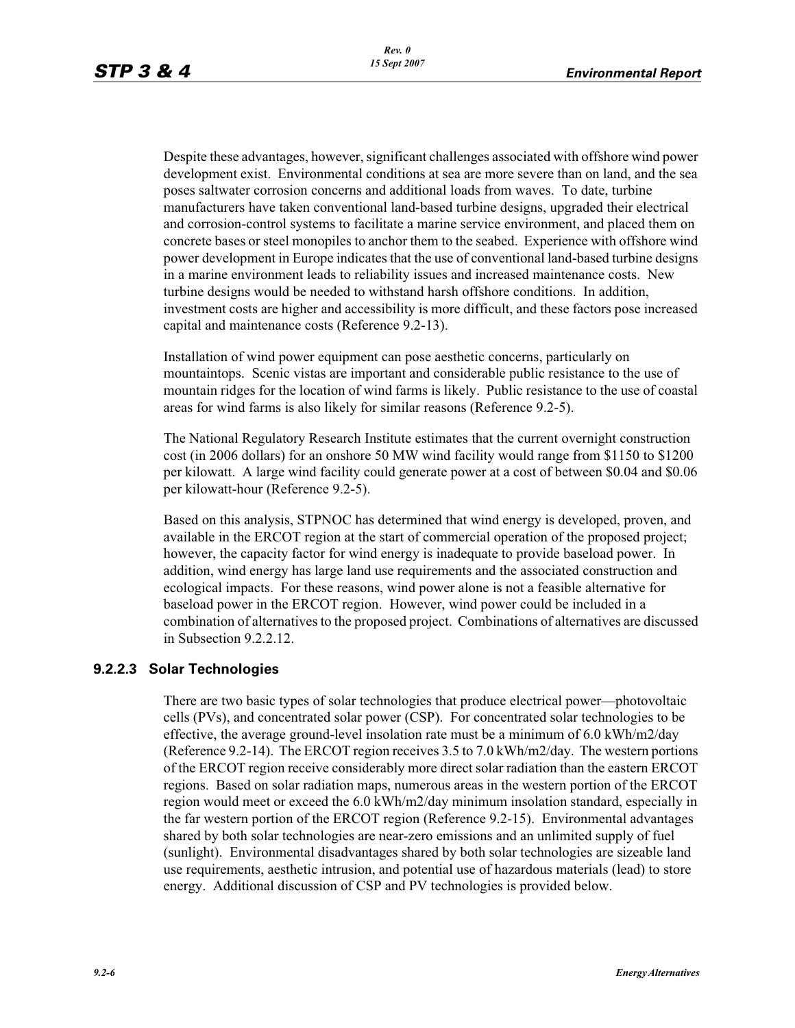Despite these advantages, however, significant challenges associated with offshore wind power development exist. Environmental conditions at sea are more severe than on land, and the sea poses saltwater corrosion concerns and additional loads from waves. To date, turbine manufacturers have taken conventional land-based turbine designs, upgraded their electrical and corrosion-control systems to facilitate a marine service environment, and placed them on concrete bases or steel monopiles to anchor them to the seabed. Experience with offshore wind power development in Europe indicates that the use of conventional land-based turbine designs in a marine environment leads to reliability issues and increased maintenance costs. New turbine designs would be needed to withstand harsh offshore conditions. In addition, investment costs are higher and accessibility is more difficult, and these factors pose increased capital and maintenance costs (Reference 9.2-13).

Installation of wind power equipment can pose aesthetic concerns, particularly on mountaintops. Scenic vistas are important and considerable public resistance to the use of mountain ridges for the location of wind farms is likely. Public resistance to the use of coastal areas for wind farms is also likely for similar reasons (Reference 9.2-5).

The National Regulatory Research Institute estimates that the current overnight construction cost (in 2006 dollars) for an onshore 50 MW wind facility would range from \$1150 to \$1200 per kilowatt. A large wind facility could generate power at a cost of between \$0.04 and \$0.06 per kilowatt-hour (Reference 9.2-5).

Based on this analysis, STPNOC has determined that wind energy is developed, proven, and available in the ERCOT region at the start of commercial operation of the proposed project; however, the capacity factor for wind energy is inadequate to provide baseload power. In addition, wind energy has large land use requirements and the associated construction and ecological impacts. For these reasons, wind power alone is not a feasible alternative for baseload power in the ERCOT region. However, wind power could be included in a combination of alternatives to the proposed project. Combinations of alternatives are discussed in Subsection 9.2.2.12.

### 9.2.2.3 Solar Technologies

There are two basic types of solar technologies that produce electrical power—photovoltaic cells (PVs), and concentrated solar power (CSP). For concentrated solar technologies to be effective, the average ground-level insolation rate must be a minimum of 6.0 kWh/m2/day (Reference 9.2-14). The ERCOT region receives 3.5 to 7.0 kWh/m2/day. The western portions of the ERCOT region receive considerably more direct solar radiation than the eastern ERCOT regions. Based on solar radiation maps, numerous areas in the western portion of the ERCOT region would meet or exceed the 6.0 kWh/m2/day minimum insolation standard, especially in the far western portion of the ERCOT region (Reference 9.2-15). Environmental advantages shared by both solar technologies are near-zero emissions and an unlimited supply of fuel (sunlight). Environmental disadvantages shared by both solar technologies are sizeable land use requirements, aesthetic intrusion, and potential use of hazardous materials (lead) to store energy. Additional discussion of CSP and PV technologies is provided below.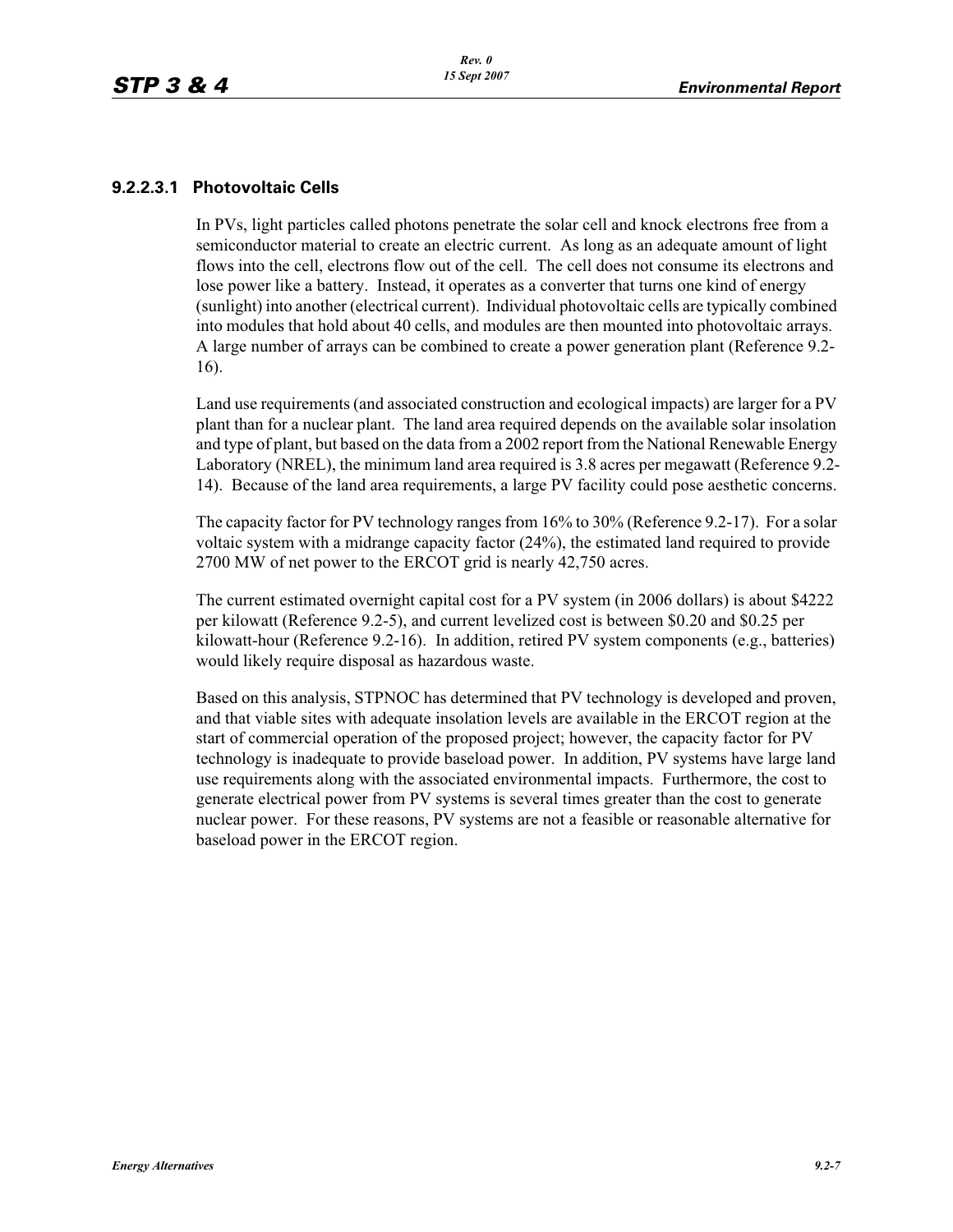#### 9.2.2.3.1 Photovoltaic Cells

In PVs, light particles called photons penetrate the solar cell and knock electrons free from a semiconductor material to create an electric current. As long as an adequate amount of light flows into the cell, electrons flow out of the cell. The cell does not consume its electrons and lose power like a battery. Instead, it operates as a converter that turns one kind of energy (sunlight) into another (electrical current). Individual photovoltaic cells are typically combined into modules that hold about 40 cells, and modules are then mounted into photovoltaic arrays. A large number of arrays can be combined to create a power generation plant (Reference 9.2-16).

Land use requirements (and associated construction and ecological impacts) are larger for a PV plant than for a nuclear plant. The land area required depends on the available solar insolation and type of plant, but based on the data from a 2002 report from the National Renewable Energy Laboratory (NREL), the minimum land area required is 3.8 acres per megawatt (Reference 9.2-14). Because of the land area requirements, a large PV facility could pose aesthetic concerns.

The capacity factor for PV technology ranges from 16% to 30% (Reference 9.2-17). For a solar voltaic system with a midrange capacity factor (24%), the estimated land required to provide 2700 MW of net power to the ERCOT grid is nearly 42,750 acres.

The current estimated overnight capital cost for a PV system (in 2006 dollars) is about $4222 per kilowatt (Reference 9.2-5), and current levelized cost is between $0.20 and $0.25 per kilowatt-hour (Reference 9.2-16). In addition, retired PV system components (e.g., batteries) would likely require disposal as hazardous waste.

Based on this analysis, STPNOC has determined that PV technology is developed and proven, and that viable sites with adequate insolation levels are available in the ERCOT region at the start of commercial operation of the proposed project; however, the capacity factor for PV technology is inadequate to provide baseload power. In addition, PV systems have large land use requirements along with the associated environmental impacts. Furthermore, the cost to generate electrical power from PV systems is several times greater than the cost to generate nuclear power. For these reasons, PV systems are not a feasible or reasonable alternative for baseload power in the ERCOT region.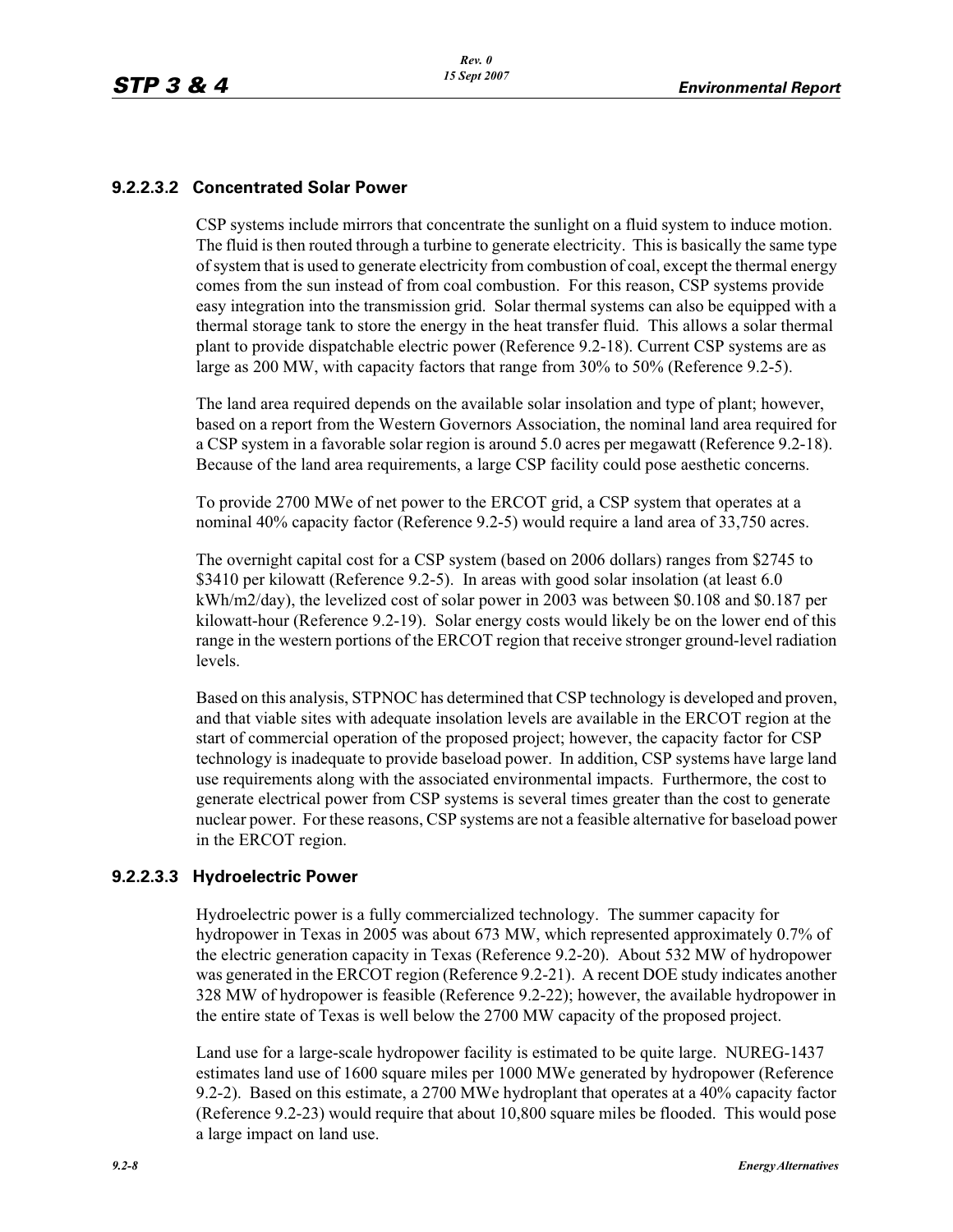### 9.2.2.3.2 Concentrated Solar Power

CSP systems include mirrors that concentrate the sunlight on a fluid system to induce motion. The fluid is then routed through a turbine to generate electricity. This is basically the same type of system that is used to generate electricity from combustion of coal, except the thermal energy comes from the sun instead of from coal combustion. For this reason, CSP systems provide easy integration into the transmission grid. Solar thermal systems can also be equipped with a thermal storage tank to store the energy in the heat transfer fluid. This allows a solar thermal plant to provide dispatchable electric power (Reference 9.2-18). Current CSP systems are as large as 200 MW, with capacity factors that range from 30% to 50% (Reference 9.2-5).

The land area required depends on the available solar insolation and type of plant; however, based on a report from the Western Governors Association, the nominal land area required for a CSP system in a favorable solar region is around 5.0 acres per megawatt (Reference 9.2-18). Because of the land area requirements, a large CSP facility could pose aesthetic concerns.

To provide 2700 MWe of net power to the ERCOT grid, a CSP system that operates at a nominal 40% capacity factor (Reference 9.2-5) would require a land area of 33,750 acres.

The overnight capital cost for a CSP system (based on 2006 dollars) ranges from $2745 to $3410 per kilowatt (Reference 9.2-5). In areas with good solar insolation (at least 6.0 kWh/m2/day), the levelized cost of solar power in 2003 was between $0.108 and $0.187 per kilowatt-hour (Reference 9.2-19). Solar energy costs would likely be on the lower end of this range in the western portions of the ERCOT region that receive stronger ground-level radiation levels.

Based on this analysis, STPNOC has determined that CSP technology is developed and proven, and that viable sites with adequate insolation levels are available in the ERCOT region at the start of commercial operation of the proposed project; however, the capacity factor for CSP technology is inadequate to provide baseload power. In addition, CSP systems have large land use requirements along with the associated environmental impacts. Furthermore, the cost to generate electrical power from CSP systems is several times greater than the cost to generate nuclear power. For these reasons, CSP systems are not a feasible alternative for baseload power in the ERCOT region.

### 9.2.2.3.3 Hydroelectric Power

Hydroelectric power is a fully commercialized technology. The summer capacity for hydropower in Texas in 2005 was about 673 MW, which represented approximately 0.7% of the electric generation capacity in Texas (Reference 9.2-20). About 532 MW of hydropower was generated in the ERCOT region (Reference 9.2-21). A recent DOE study indicates another 328 MW of hydropower is feasible (Reference 9.2-22); however, the available hydropower in the entire state of Texas is well below the 2700 MW capacity of the proposed project.

Land use for a large-scale hydropower facility is estimated to be quite large. NUREG-1437 estimates land use of 1600 square miles per 1000 MWe generated by hydropower (Reference 9.2-2). Based on this estimate, a 2700 MWe hydroplant that operates at a 40% capacity factor (Reference 9.2-23) would require that about 10,800 square miles be flooded. This would pose a large impact on land use.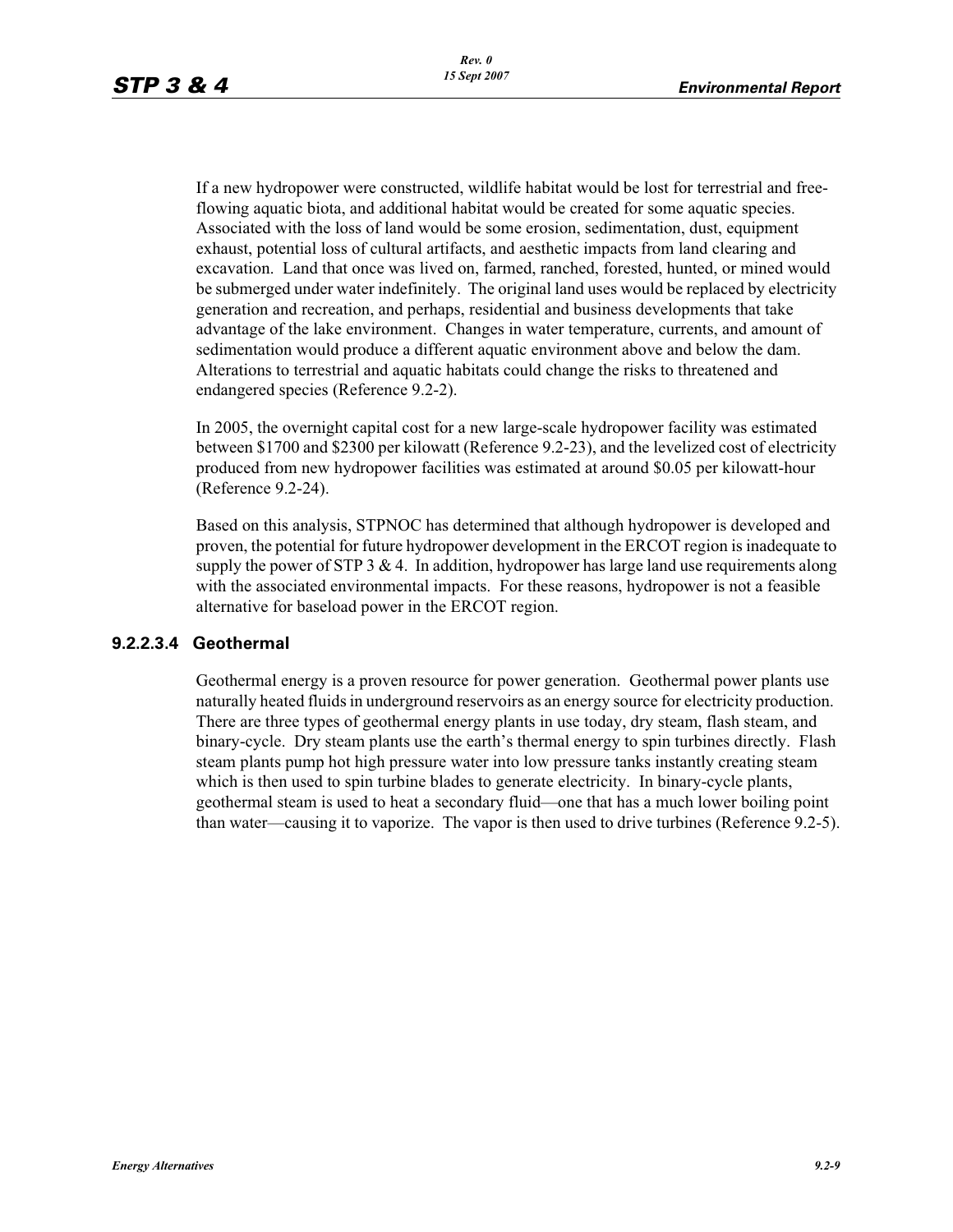If a new hydropower were constructed, wildlife habitat would be lost for terrestrial and free-flowing aquatic biota, and additional habitat would be created for some aquatic species. Associated with the loss of land would be some erosion, sedimentation, dust, equipment exhaust, potential loss of cultural artifacts, and aesthetic impacts from land clearing and excavation. Land that once was lived on, farmed, ranched, forested, hunted, or mined would be submerged under water indefinitely. The original land uses would be replaced by electricity generation and recreation, and perhaps, residential and business developments that take advantage of the lake environment. Changes in water temperature, currents, and amount of sedimentation would produce a different aquatic environment above and below the dam. Alterations to terrestrial and aquatic habitats could change the risks to threatened and endangered species (Reference 9.2-2).

In 2005, the overnight capital cost for a new large-scale hydropower facility was estimated between $1700 and $2300 per kilowatt (Reference 9.2-23), and the levelized cost of electricity produced from new hydropower facilities was estimated at around $0.05 per kilowatt-hour (Reference 9.2-24).

Based on this analysis, STPNOC has determined that although hydropower is developed and proven, the potential for future hydropower development in the ERCOT region is inadequate to supply the power of STP 3 & 4. In addition, hydropower has large land use requirements along with the associated environmental impacts. For these reasons, hydropower is not a feasible alternative for baseload power in the ERCOT region.

#### 9.2.2.3.4 Geothermal

Geothermal energy is a proven resource for power generation. Geothermal power plants use naturally heated fluids in underground reservoirs as an energy source for electricity production. There are three types of geothermal energy plants in use today, dry steam, flash steam, and binary-cycle. Dry steam plants use the earth's thermal energy to spin turbines directly. Flash steam plants pump hot high pressure water into low pressure tanks instantly creating steam which is then used to spin turbine blades to generate electricity. In binary-cycle plants, geothermal steam is used to heat a secondary fluid—one that has a much lower boiling point than water—causing it to vaporize. The vapor is then used to drive turbines (Reference 9.2-5).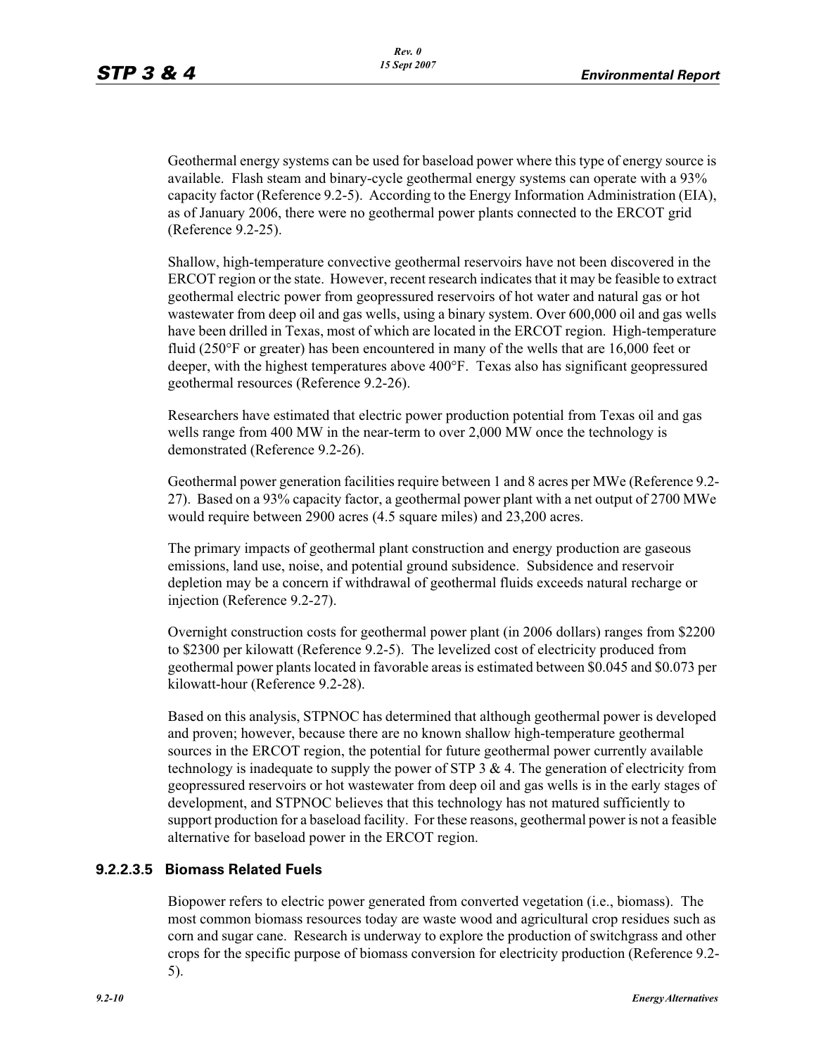Geothermal energy systems can be used for baseload power where this type of energy source is available. Flash steam and binary-cycle geothermal energy systems can operate with a 93% capacity factor (Reference 9.2-5). According to the Energy Information Administration (EIA), as of January 2006, there were no geothermal power plants connected to the ERCOT grid (Reference 9.2-25).

Shallow, high-temperature convective geothermal reservoirs have not been discovered in the ERCOT region or the state. However, recent research indicates that it may be feasible to extract geothermal electric power from geopressured reservoirs of hot water and natural gas or hot wastewater from deep oil and gas wells, using a binary system. Over 600,000 oil and gas wells have been drilled in Texas, most of which are located in the ERCOT region. High-temperature fluid (250°F or greater) has been encountered in many of the wells that are 16,000 feet or deeper, with the highest temperatures above 400°F. Texas also has significant geopressured geothermal resources (Reference 9.2-26).

Researchers have estimated that electric power production potential from Texas oil and gas wells range from 400 MW in the near-term to over 2,000 MW once the technology is demonstrated (Reference 9.2-26).

Geothermal power generation facilities require between 1 and 8 acres per MWe (Reference 9.2-27). Based on a 93% capacity factor, a geothermal power plant with a net output of 2700 MWe would require between 2900 acres (4.5 square miles) and 23,200 acres.

The primary impacts of geothermal plant construction and energy production are gaseous emissions, land use, noise, and potential ground subsidence. Subsidence and reservoir depletion may be a concern if withdrawal of geothermal fluids exceeds natural recharge or injection (Reference 9.2-27).

Overnight construction costs for geothermal power plant (in 2006 dollars) ranges from $2200 to $2300 per kilowatt (Reference 9.2-5). The levelized cost of electricity produced from geothermal power plants located in favorable areas is estimated between $0.045 and $0.073 per kilowatt-hour (Reference 9.2-28).

Based on this analysis, STPNOC has determined that although geothermal power is developed and proven; however, because there are no known shallow high-temperature geothermal sources in the ERCOT region, the potential for future geothermal power currently available technology is inadequate to supply the power of STP 3 & 4. The generation of electricity from geopressured reservoirs or hot wastewater from deep oil and gas wells is in the early stages of development, and STPNOC believes that this technology has not matured sufficiently to support production for a baseload facility. For these reasons, geothermal power is not a feasible alternative for baseload power in the ERCOT region.

### 9.2.2.3.5 Biomass Related Fuels

Biopower refers to electric power generated from converted vegetation (i.e., biomass). The most common biomass resources today are waste wood and agricultural crop residues such as corn and sugar cane. Research is underway to explore the production of switchgrass and other crops for the specific purpose of biomass conversion for electricity production (Reference 9.2-5).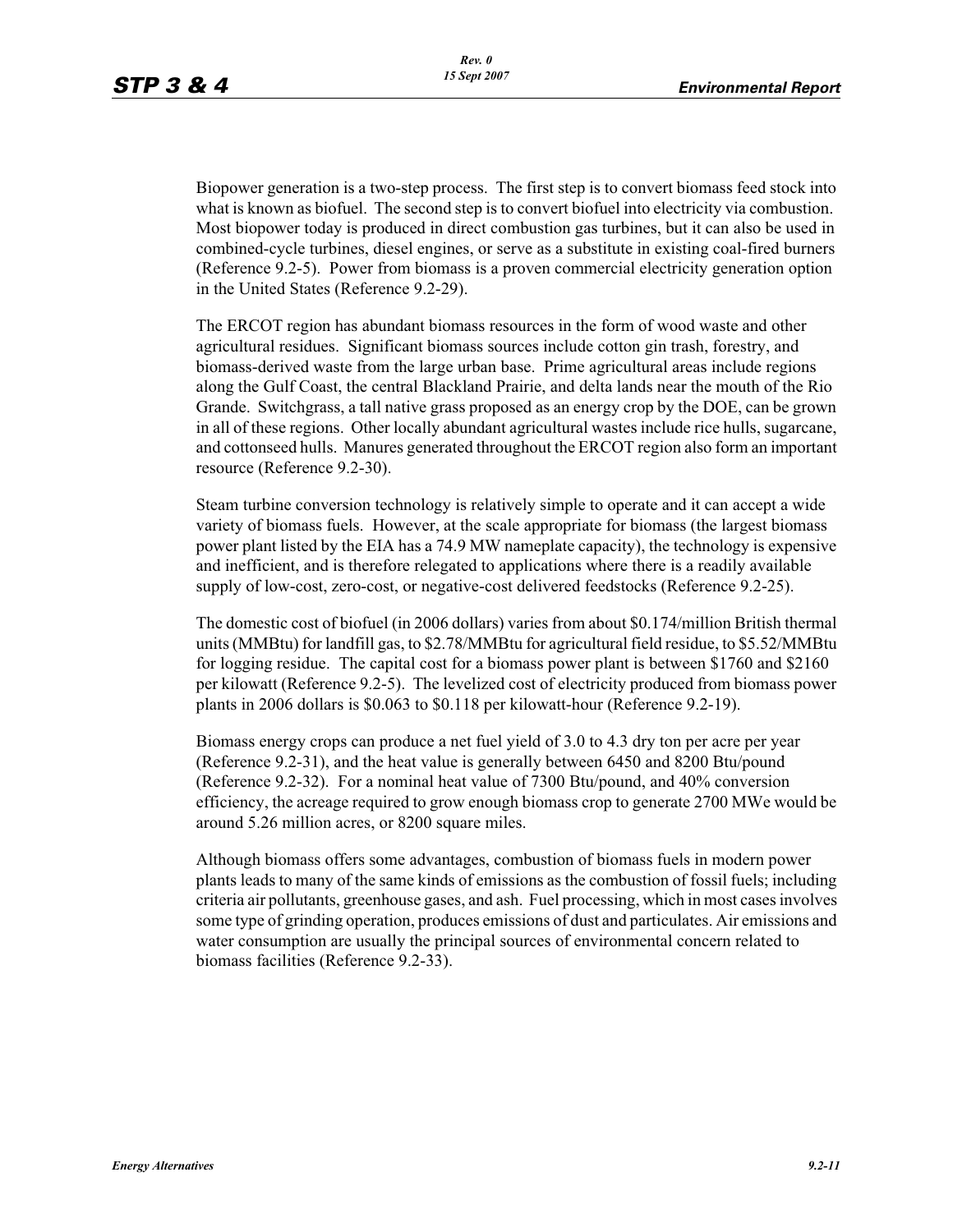Biopower generation is a two-step process. The first step is to convert biomass feed stock into what is known as biofuel. The second step is to convert biofuel into electricity via combustion. Most biopower today is produced in direct combustion gas turbines, but it can also be used in combined-cycle turbines, diesel engines, or serve as a substitute in existing coal-fired burners (Reference 9.2-5). Power from biomass is a proven commercial electricity generation option in the United States (Reference 9.2-29).

The ERCOT region has abundant biomass resources in the form of wood waste and other agricultural residues. Significant biomass sources include cotton gin trash, forestry, and biomass-derived waste from the large urban base. Prime agricultural areas include regions along the Gulf Coast, the central Blackland Prairie, and delta lands near the mouth of the Rio Grande. Switchgrass, a tall native grass proposed as an energy crop by the DOE, can be grown in all of these regions. Other locally abundant agricultural wastes include rice hulls, sugarcane, and cottonseed hulls. Manures generated throughout the ERCOT region also form an important resource (Reference 9.2-30).

Steam turbine conversion technology is relatively simple to operate and it can accept a wide variety of biomass fuels. However, at the scale appropriate for biomass (the largest biomass power plant listed by the EIA has a 74.9 MW nameplate capacity), the technology is expensive and inefficient, and is therefore relegated to applications where there is a readily available supply of low-cost, zero-cost, or negative-cost delivered feedstocks (Reference 9.2-25).

The domestic cost of biofuel (in 2006 dollars) varies from about $0.174/million British thermal units (MMBtu) for landfill gas, to $2.78/MMBtu for agricultural field residue, to $5.52/MMBtu for logging residue. The capital cost for a biomass power plant is between $1760 and $2160 per kilowatt (Reference 9.2-5). The levelized cost of electricity produced from biomass power plants in 2006 dollars is $0.063 to $0.118 per kilowatt-hour (Reference 9.2-19).

Biomass energy crops can produce a net fuel yield of 3.0 to 4.3 dry ton per acre per year (Reference 9.2-31), and the heat value is generally between 6450 and 8200 Btu/pound (Reference 9.2-32). For a nominal heat value of 7300 Btu/pound, and 40% conversion efficiency, the acreage required to grow enough biomass crop to generate 2700 MWe would be around 5.26 million acres, or 8200 square miles.

Although biomass offers some advantages, combustion of biomass fuels in modern power plants leads to many of the same kinds of emissions as the combustion of fossil fuels; including criteria air pollutants, greenhouse gases, and ash. Fuel processing, which in most cases involves some type of grinding operation, produces emissions of dust and particulates. Air emissions and water consumption are usually the principal sources of environmental concern related to biomass facilities (Reference 9.2-33).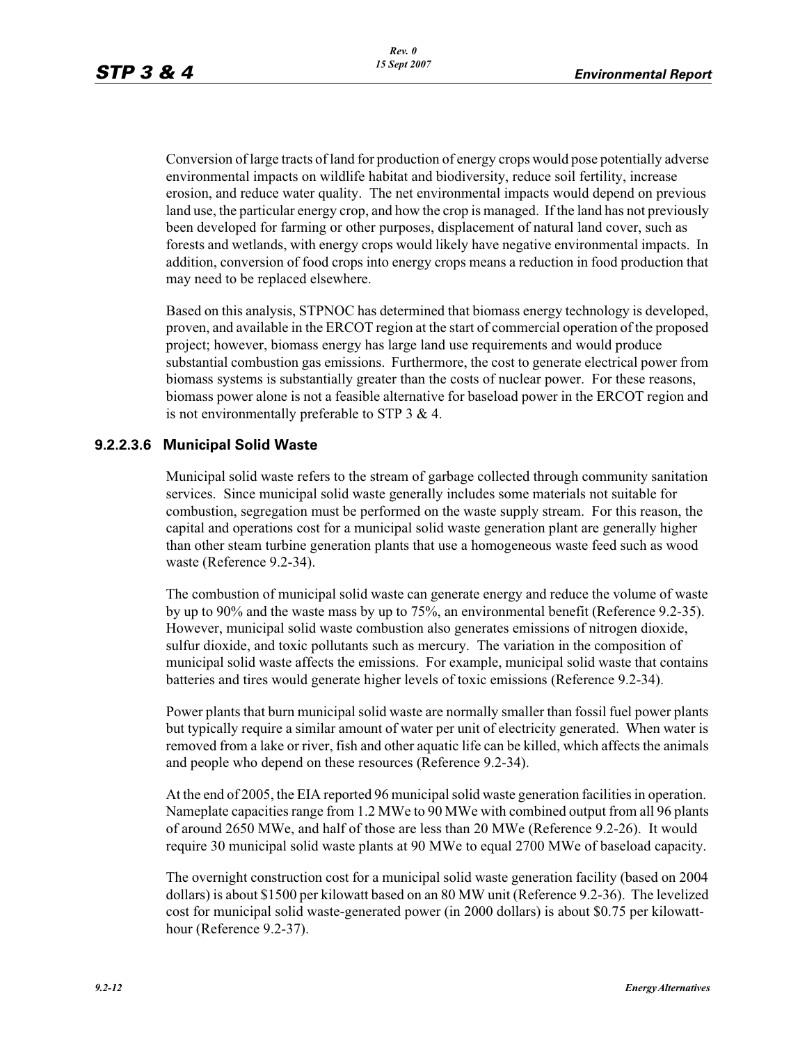Conversion of large tracts of land for production of energy crops would pose potentially adverse environmental impacts on wildlife habitat and biodiversity, reduce soil fertility, increase erosion, and reduce water quality. The net environmental impacts would depend on previous land use, the particular energy crop, and how the crop is managed. If the land has not previously been developed for farming or other purposes, displacement of natural land cover, such as forests and wetlands, with energy crops would likely have negative environmental impacts. In addition, conversion of food crops into energy crops means a reduction in food production that may need to be replaced elsewhere.

Based on this analysis, STPNOC has determined that biomass energy technology is developed, proven, and available in the ERCOT region at the start of commercial operation of the proposed project; however, biomass energy has large land use requirements and would produce substantial combustion gas emissions. Furthermore, the cost to generate electrical power from biomass systems is substantially greater than the costs of nuclear power. For these reasons, biomass power alone is not a feasible alternative for baseload power in the ERCOT region and is not environmentally preferable to STP 3 & 4.

#### 9.2.2.3.6 Municipal Solid Waste

Municipal solid waste refers to the stream of garbage collected through community sanitation services. Since municipal solid waste generally includes some materials not suitable for combustion, segregation must be performed on the waste supply stream. For this reason, the capital and operations cost for a municipal solid waste generation plant are generally higher than other steam turbine generation plants that use a homogeneous waste feed such as wood waste (Reference 9.2-34).

The combustion of municipal solid waste can generate energy and reduce the volume of waste by up to 90% and the waste mass by up to 75%, an environmental benefit (Reference 9.2-35). However, municipal solid waste combustion also generates emissions of nitrogen dioxide, sulfur dioxide, and toxic pollutants such as mercury. The variation in the composition of municipal solid waste affects the emissions. For example, municipal solid waste that contains batteries and tires would generate higher levels of toxic emissions (Reference 9.2-34).

Power plants that burn municipal solid waste are normally smaller than fossil fuel power plants but typically require a similar amount of water per unit of electricity generated. When water is removed from a lake or river, fish and other aquatic life can be killed, which affects the animals and people who depend on these resources (Reference 9.2-34).

At the end of 2005, the EIA reported 96 municipal solid waste generation facilities in operation. Nameplate capacities range from 1.2 MWe to 90 MWe with combined output from all 96 plants of around 2650 MWe, and half of those are less than 20 MWe (Reference 9.2-26). It would require 30 municipal solid waste plants at 90 MWe to equal 2700 MWe of baseload capacity.

The overnight construction cost for a municipal solid waste generation facility (based on 2004 dollars) is about $1500 per kilowatt based on an 80 MW unit (Reference 9.2-36). The levelized cost for municipal solid waste-generated power (in 2000 dollars) is about $0.75 per kilowatt-hour (Reference 9.2-37).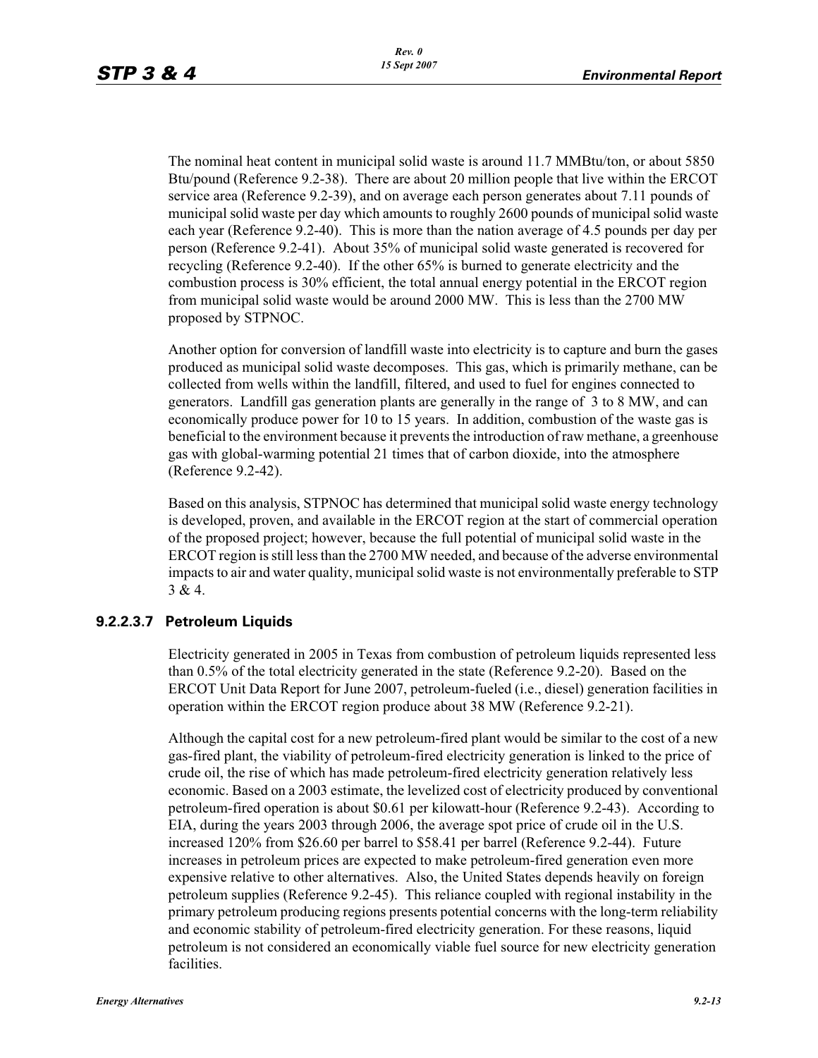The nominal heat content in municipal solid waste is around 11.7 MMBtu/ton, or about 5850 Btu/pound (Reference 9.2-38). There are about 20 million people that live within the ERCOT service area (Reference 9.2-39), and on average each person generates about 7.11 pounds of municipal solid waste per day which amounts to roughly 2600 pounds of municipal solid waste each year (Reference 9.2-40). This is more than the nation average of 4.5 pounds per day per person (Reference 9.2-41). About 35% of municipal solid waste generated is recovered for recycling (Reference 9.2-40). If the other 65% is burned to generate electricity and the combustion process is 30% efficient, the total annual energy potential in the ERCOT region from municipal solid waste would be around 2000 MW. This is less than the 2700 MW proposed by STPNOC.

Another option for conversion of landfill waste into electricity is to capture and burn the gases produced as municipal solid waste decomposes. This gas, which is primarily methane, can be collected from wells within the landfill, filtered, and used to fuel for engines connected to generators. Landfill gas generation plants are generally in the range of 3 to 8 MW, and can economically produce power for 10 to 15 years. In addition, combustion of the waste gas is beneficial to the environment because it prevents the introduction of raw methane, a greenhouse gas with global-warming potential 21 times that of carbon dioxide, into the atmosphere (Reference 9.2-42).

Based on this analysis, STPNOC has determined that municipal solid waste energy technology is developed, proven, and available in the ERCOT region at the start of commercial operation of the proposed project; however, because the full potential of municipal solid waste in the ERCOT region is still less than the 2700 MW needed, and because of the adverse environmental impacts to air and water quality, municipal solid waste is not environmentally preferable to STP 3 & 4.

### 9.2.2.3.7 Petroleum Liquids

Electricity generated in 2005 in Texas from combustion of petroleum liquids represented less than 0.5% of the total electricity generated in the state (Reference 9.2-20). Based on the ERCOT Unit Data Report for June 2007, petroleum-fueled (i.e., diesel) generation facilities in operation within the ERCOT region produce about 38 MW (Reference 9.2-21).

Although the capital cost for a new petroleum-fired plant would be similar to the cost of a new gas-fired plant, the viability of petroleum-fired electricity generation is linked to the price of crude oil, the rise of which has made petroleum-fired electricity generation relatively less economic. Based on a 2003 estimate, the levelized cost of electricity produced by conventional petroleum-fired operation is about $0.61 per kilowatt-hour (Reference 9.2-43). According to EIA, during the years 2003 through 2006, the average spot price of crude oil in the U.S. increased 120% from $26.60 per barrel to $58.41 per barrel (Reference 9.2-44). Future increases in petroleum prices are expected to make petroleum-fired generation even more expensive relative to other alternatives. Also, the United States depends heavily on foreign petroleum supplies (Reference 9.2-45). This reliance coupled with regional instability in the primary petroleum producing regions presents potential concerns with the long-term reliability and economic stability of petroleum-fired electricity generation. For these reasons, liquid petroleum is not considered an economically viable fuel source for new electricity generation facilities.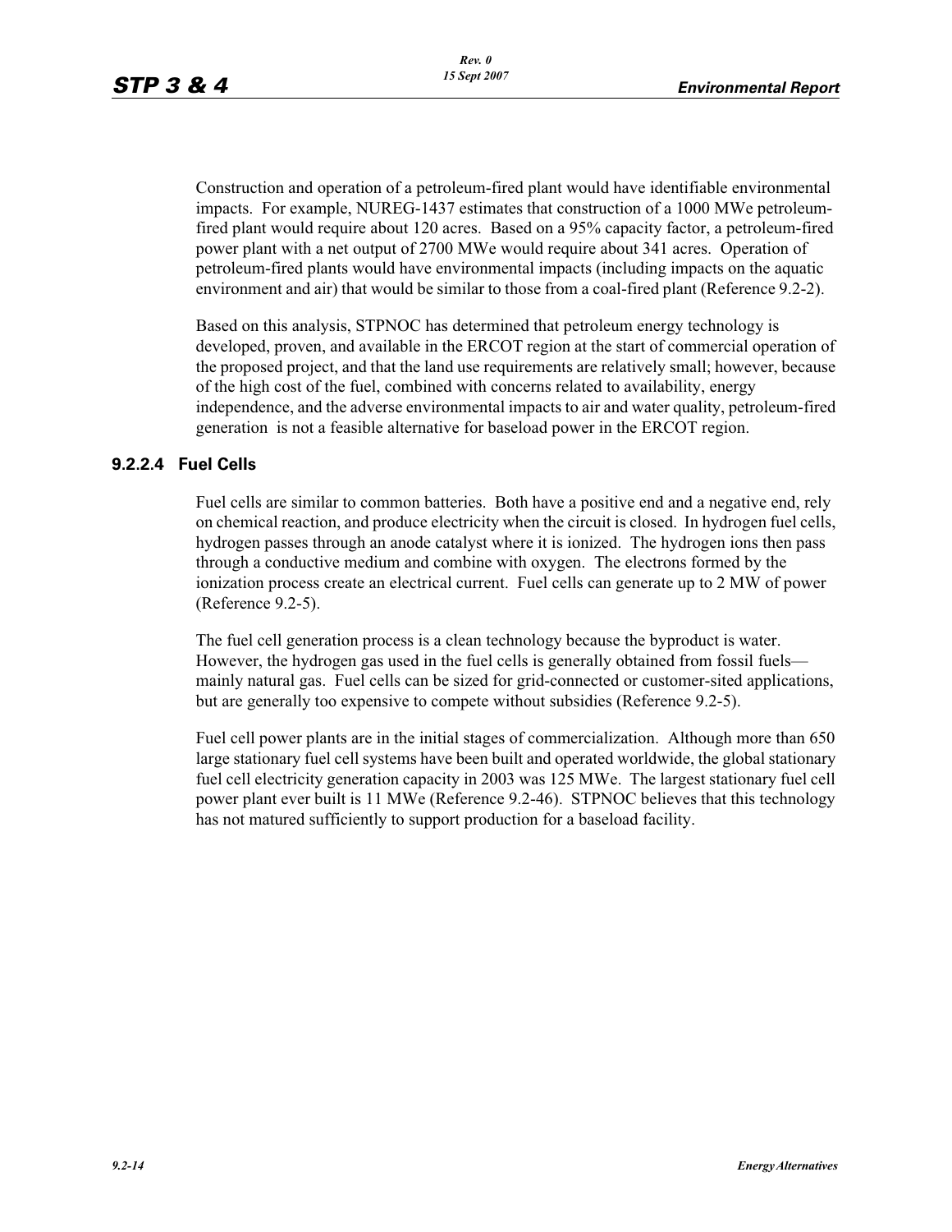Construction and operation of a petroleum-fired plant would have identifiable environmental impacts. For example, NUREG-1437 estimates that construction of a 1000 MWe petroleum-fired plant would require about 120 acres. Based on a 95% capacity factor, a petroleum-fired power plant with a net output of 2700 MWe would require about 341 acres. Operation of petroleum-fired plants would have environmental impacts (including impacts on the aquatic environment and air) that would be similar to those from a coal-fired plant (Reference 9.2-2).

Based on this analysis, STPNOC has determined that petroleum energy technology is developed, proven, and available in the ERCOT region at the start of commercial operation of the proposed project, and that the land use requirements are relatively small; however, because of the high cost of the fuel, combined with concerns related to availability, energy independence, and the adverse environmental impacts to air and water quality, petroleum-fired generation is not a feasible alternative for baseload power in the ERCOT region.

### 9.2.2.4 Fuel Cells

Fuel cells are similar to common batteries. Both have a positive end and a negative end, rely on chemical reaction, and produce electricity when the circuit is closed. In hydrogen fuel cells, hydrogen passes through an anode catalyst where it is ionized. The hydrogen ions then pass through a conductive medium and combine with oxygen. The electrons formed by the ionization process create an electrical current. Fuel cells can generate up to 2 MW of power (Reference 9.2-5).

The fuel cell generation process is a clean technology because the byproduct is water. However, the hydrogen gas used in the fuel cells is generally obtained from fossil fuels—mainly natural gas. Fuel cells can be sized for grid-connected or customer-sited applications, but are generally too expensive to compete without subsidies (Reference 9.2-5).

Fuel cell power plants are in the initial stages of commercialization. Although more than 650 large stationary fuel cell systems have been built and operated worldwide, the global stationary fuel cell electricity generation capacity in 2003 was 125 MWe. The largest stationary fuel cell power plant ever built is 11 MWe (Reference 9.2-46). STPNOC believes that this technology has not matured sufficiently to support production for a baseload facility.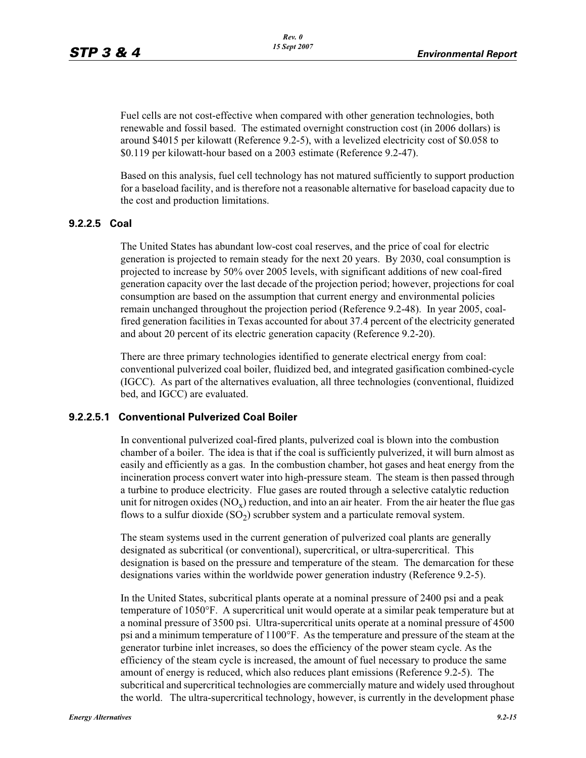Fuel cells are not cost-effective when compared with other generation technologies, both renewable and fossil based. The estimated overnight construction cost (in 2006 dollars) is around $4015 per kilowatt (Reference 9.2-5), with a levelized electricity cost of $0.058 to $0.119 per kilowatt-hour based on a 2003 estimate (Reference 9.2-47).

Based on this analysis, fuel cell technology has not matured sufficiently to support production for a baseload facility, and is therefore not a reasonable alternative for baseload capacity due to the cost and production limitations.

### 9.2.2.5 Coal

The United States has abundant low-cost coal reserves, and the price of coal for electric generation is projected to remain steady for the next 20 years. By 2030, coal consumption is projected to increase by 50% over 2005 levels, with significant additions of new coal-fired generation capacity over the last decade of the projection period; however, projections for coal consumption are based on the assumption that current energy and environmental policies remain unchanged throughout the projection period (Reference 9.2-48). In year 2005, coal-fired generation facilities in Texas accounted for about 37.4 percent of the electricity generated and about 20 percent of its electric generation capacity (Reference 9.2-20).

There are three primary technologies identified to generate electrical energy from coal: conventional pulverized coal boiler, fluidized bed, and integrated gasification combined-cycle (IGCC). As part of the alternatives evaluation, all three technologies (conventional, fluidized bed, and IGCC) are evaluated.

#### 9.2.2.5.1 Conventional Pulverized Coal Boiler

In conventional pulverized coal-fired plants, pulverized coal is blown into the combustion chamber of a boiler. The idea is that if the coal is sufficiently pulverized, it will burn almost as easily and efficiently as a gas. In the combustion chamber, hot gases and heat energy from the incineration process convert water into high-pressure steam. The steam is then passed through a turbine to produce electricity. Flue gases are routed through a selective catalytic reduction unit for nitrogen oxides ($NO_x$) reduction, and into an air heater. From the air heater the flue gas flows to a sulfur dioxide ($SO_2$) scrubber system and a particulate removal system.

The steam systems used in the current generation of pulverized coal plants are generally designated as subcritical (or conventional), supercritical, or ultra-supercritical. This designation is based on the pressure and temperature of the steam. The demarcation for these designations varies within the worldwide power generation industry (Reference 9.2-5).

In the United States, subcritical plants operate at a nominal pressure of 2400 psi and a peak temperature of 1050°F. A supercritical unit would operate at a similar peak temperature but at a nominal pressure of 3500 psi. Ultra-supercritical units operate at a nominal pressure of 4500 psi and a minimum temperature of 1100°F. As the temperature and pressure of the steam at the generator turbine inlet increases, so does the efficiency of the power steam cycle. As the efficiency of the steam cycle is increased, the amount of fuel necessary to produce the same amount of energy is reduced, which also reduces plant emissions (Reference 9.2-5). The subcritical and supercritical technologies are commercially mature and widely used throughout the world. The ultra-supercritical technology, however, is currently in the development phase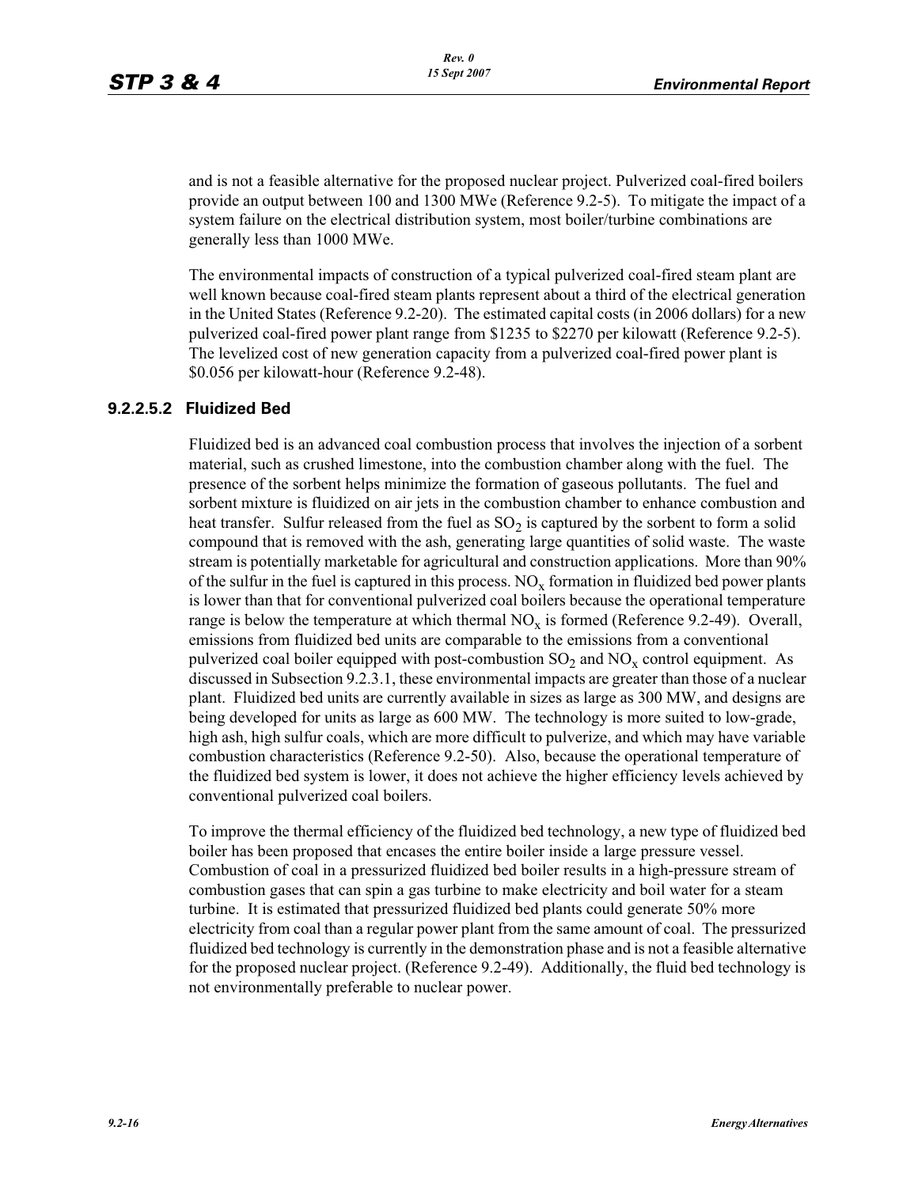and is not a feasible alternative for the proposed nuclear project. Pulverized coal-fired boilers provide an output between 100 and 1300 MWe (Reference 9.2-5). To mitigate the impact of a system failure on the electrical distribution system, most boiler/turbine combinations are generally less than 1000 MWe.

The environmental impacts of construction of a typical pulverized coal-fired steam plant are well known because coal-fired steam plants represent about a third of the electrical generation in the United States (Reference 9.2-20). The estimated capital costs (in 2006 dollars) for a new pulverized coal-fired power plant range from $1235 to $2270 per kilowatt (Reference 9.2-5). The levelized cost of new generation capacity from a pulverized coal-fired power plant is $0.056 per kilowatt-hour (Reference 9.2-48).

### 9.2.2.5.2 Fluidized Bed

Fluidized bed is an advanced coal combustion process that involves the injection of a sorbent material, such as crushed limestone, into the combustion chamber along with the fuel. The presence of the sorbent helps minimize the formation of gaseous pollutants. The fuel and sorbent mixture is fluidized on air jets in the combustion chamber to enhance combustion and heat transfer. Sulfur released from the fuel as $SO_2$ is captured by the sorbent to form a solid compound that is removed with the ash, generating large quantities of solid waste. The waste stream is potentially marketable for agricultural and construction applications. More than 90% of the sulfur in the fuel is captured in this process. $NO_x$ formation in fluidized bed power plants is lower than that for conventional pulverized coal boilers because the operational temperature range is below the temperature at which thermal $NO_x$ is formed (Reference 9.2-49). Overall, emissions from fluidized bed units are comparable to the emissions from a conventional pulverized coal boiler equipped with post-combustion $SO_2$ and $NO_x$ control equipment. As discussed in Subsection 9.2.3.1, these environmental impacts are greater than those of a nuclear plant. Fluidized bed units are currently available in sizes as large as 300 MW, and designs are being developed for units as large as 600 MW. The technology is more suited to low-grade, high ash, high sulfur coals, which are more difficult to pulverize, and which may have variable combustion characteristics (Reference 9.2-50). Also, because the operational temperature of the fluidized bed system is lower, it does not achieve the higher efficiency levels achieved by conventional pulverized coal boilers.

To improve the thermal efficiency of the fluidized bed technology, a new type of fluidized bed boiler has been proposed that encases the entire boiler inside a large pressure vessel. Combustion of coal in a pressurized fluidized bed boiler results in a high-pressure stream of combustion gases that can spin a gas turbine to make electricity and boil water for a steam turbine. It is estimated that pressurized fluidized bed plants could generate 50% more electricity from coal than a regular power plant from the same amount of coal. The pressurized fluidized bed technology is currently in the demonstration phase and is not a feasible alternative for the proposed nuclear project. (Reference 9.2-49). Additionally, the fluid bed technology is not environmentally preferable to nuclear power.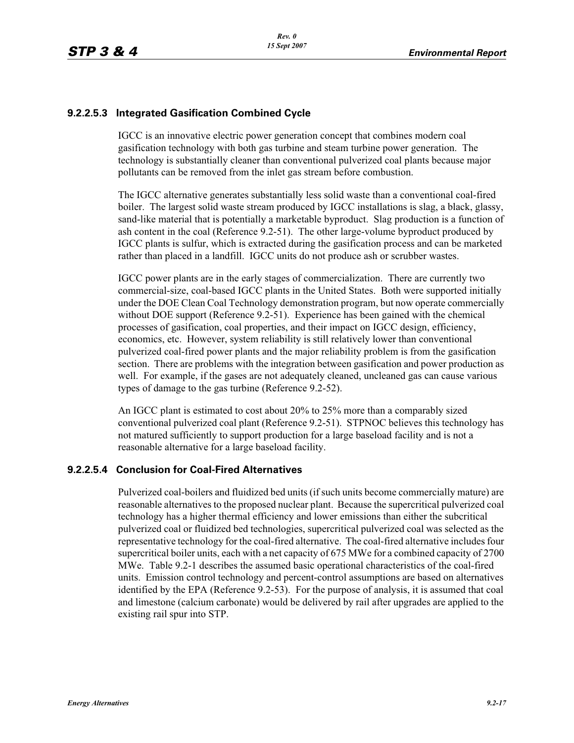### 9.2.2.5.3 Integrated Gasification Combined Cycle

IGCC is an innovative electric power generation concept that combines modern coal gasification technology with both gas turbine and steam turbine power generation. The technology is substantially cleaner than conventional pulverized coal plants because major pollutants can be removed from the inlet gas stream before combustion.

The IGCC alternative generates substantially less solid waste than a conventional coal-fired boiler. The largest solid waste stream produced by IGCC installations is slag, a black, glassy, sand-like material that is potentially a marketable byproduct. Slag production is a function of ash content in the coal (Reference 9.2-51). The other large-volume byproduct produced by IGCC plants is sulfur, which is extracted during the gasification process and can be marketed rather than placed in a landfill. IGCC units do not produce ash or scrubber wastes.

IGCC power plants are in the early stages of commercialization. There are currently two commercial-size, coal-based IGCC plants in the United States. Both were supported initially under the DOE Clean Coal Technology demonstration program, but now operate commercially without DOE support (Reference 9.2-51). Experience has been gained with the chemical processes of gasification, coal properties, and their impact on IGCC design, efficiency, economics, etc. However, system reliability is still relatively lower than conventional pulverized coal-fired power plants and the major reliability problem is from the gasification section. There are problems with the integration between gasification and power production as well. For example, if the gases are not adequately cleaned, uncleaned gas can cause various types of damage to the gas turbine (Reference 9.2-52).

An IGCC plant is estimated to cost about 20% to 25% more than a comparably sized conventional pulverized coal plant (Reference 9.2-51). STPNOC believes this technology has not matured sufficiently to support production for a large baseload facility and is not a reasonable alternative for a large baseload facility.

### 9.2.2.5.4 Conclusion for Coal-Fired Alternatives

Pulverized coal-boilers and fluidized bed units (if such units become commercially mature) are reasonable alternatives to the proposed nuclear plant. Because the supercritical pulverized coal technology has a higher thermal efficiency and lower emissions than either the subcritical pulverized coal or fluidized bed technologies, supercritical pulverized coal was selected as the representative technology for the coal-fired alternative. The coal-fired alternative includes four supercritical boiler units, each with a net capacity of 675 MWe for a combined capacity of 2700 MWe. Table 9.2-1 describes the assumed basic operational characteristics of the coal-fired units. Emission control technology and percent-control assumptions are based on alternatives identified by the EPA (Reference 9.2-53). For the purpose of analysis, it is assumed that coal and limestone (calcium carbonate) would be delivered by rail after upgrades are applied to the existing rail spur into STP.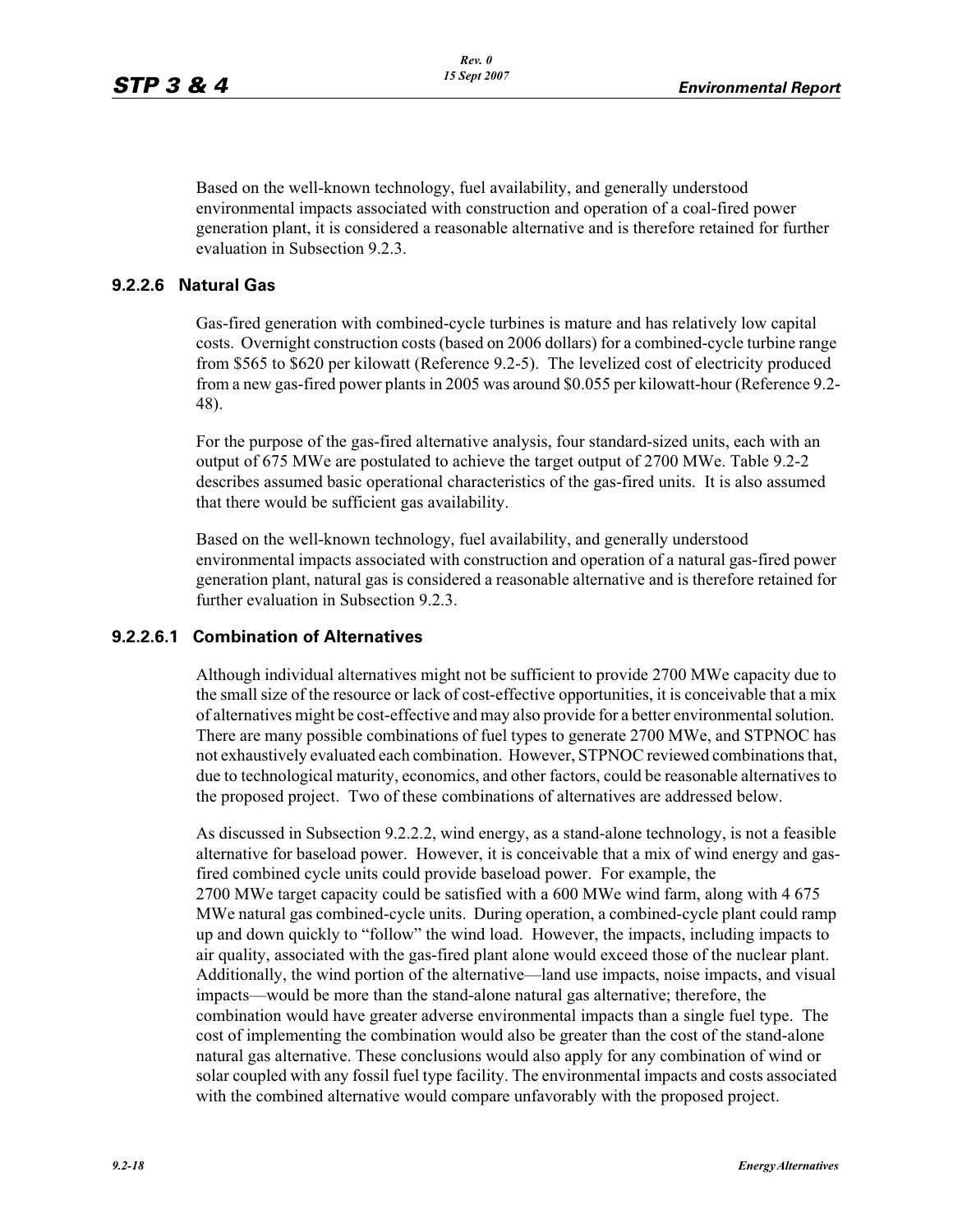Based on the well-known technology, fuel availability, and generally understood environmental impacts associated with construction and operation of a coal-fired power generation plant, it is considered a reasonable alternative and is therefore retained for further evaluation in Subsection 9.2.3.

### 9.2.2.6 Natural Gas

Gas-fired generation with combined-cycle turbines is mature and has relatively low capital costs. Overnight construction costs (based on 2006 dollars) for a combined-cycle turbine range from $565 to $620 per kilowatt (Reference 9.2-5). The levelized cost of electricity produced from a new gas-fired power plants in 2005 was around $0.055 per kilowatt-hour (Reference 9.2-48).

For the purpose of the gas-fired alternative analysis, four standard-sized units, each with an output of 675 MWe are postulated to achieve the target output of 2700 MWe. Table 9.2-2 describes assumed basic operational characteristics of the gas-fired units. It is also assumed that there would be sufficient gas availability.

Based on the well-known technology, fuel availability, and generally understood environmental impacts associated with construction and operation of a natural gas-fired power generation plant, natural gas is considered a reasonable alternative and is therefore retained for further evaluation in Subsection 9.2.3.

#### 9.2.2.6.1 Combination of Alternatives

Although individual alternatives might not be sufficient to provide 2700 MWe capacity due to the small size of the resource or lack of cost-effective opportunities, it is conceivable that a mix of alternatives might be cost-effective and may also provide for a better environmental solution. There are many possible combinations of fuel types to generate 2700 MWe, and STPNOC has not exhaustively evaluated each combination. However, STPNOC reviewed combinations that, due to technological maturity, economics, and other factors, could be reasonable alternatives to the proposed project. Two of these combinations of alternatives are addressed below.

As discussed in Subsection 9.2.2.2, wind energy, as a stand-alone technology, is not a feasible alternative for baseload power. However, it is conceivable that a mix of wind energy and gas-fired combined cycle units could provide baseload power. For example, the 2700 MWe target capacity could be satisfied with a 600 MWe wind farm, along with 4 675 MWe natural gas combined-cycle units. During operation, a combined-cycle plant could ramp up and down quickly to "follow" the wind load. However, the impacts, including impacts to air quality, associated with the gas-fired plant alone would exceed those of the nuclear plant. Additionally, the wind portion of the alternative—land use impacts, noise impacts, and visual impacts—would be more than the stand-alone natural gas alternative; therefore, the combination would have greater adverse environmental impacts than a single fuel type. The cost of implementing the combination would also be greater than the cost of the stand-alone natural gas alternative. These conclusions would also apply for any combination of wind or solar coupled with any fossil fuel type facility. The environmental impacts and costs associated with the combined alternative would compare unfavorably with the proposed project.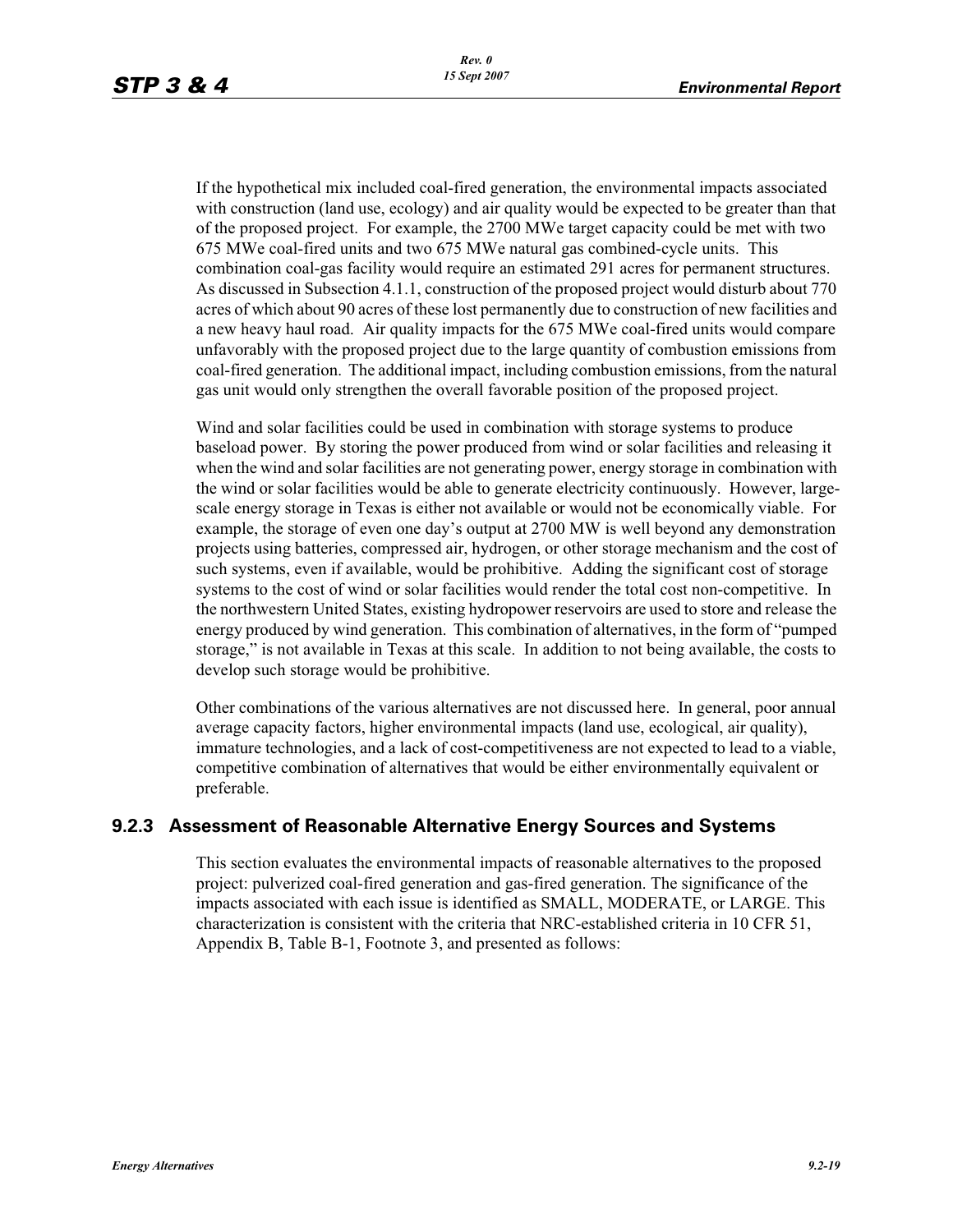If the hypothetical mix included coal-fired generation, the environmental impacts associated with construction (land use, ecology) and air quality would be expected to be greater than that of the proposed project. For example, the 2700 MWe target capacity could be met with two 675 MWe coal-fired units and two 675 MWe natural gas combined-cycle units. This combination coal-gas facility would require an estimated 291 acres for permanent structures. As discussed in Subsection 4.1.1, construction of the proposed project would disturb about 770 acres of which about 90 acres of these lost permanently due to construction of new facilities and a new heavy haul road. Air quality impacts for the 675 MWe coal-fired units would compare unfavorably with the proposed project due to the large quantity of combustion emissions from coal-fired generation. The additional impact, including combustion emissions, from the natural gas unit would only strengthen the overall favorable position of the proposed project.

Wind and solar facilities could be used in combination with storage systems to produce baseload power. By storing the power produced from wind or solar facilities and releasing it when the wind and solar facilities are not generating power, energy storage in combination with the wind or solar facilities would be able to generate electricity continuously. However, large-scale energy storage in Texas is either not available or would not be economically viable. For example, the storage of even one day's output at 2700 MW is well beyond any demonstration projects using batteries, compressed air, hydrogen, or other storage mechanism and the cost of such systems, even if available, would be prohibitive. Adding the significant cost of storage systems to the cost of wind or solar facilities would render the total cost non-competitive. In the northwestern United States, existing hydropower reservoirs are used to store and release the energy produced by wind generation. This combination of alternatives, in the form of "pumped storage," is not available in Texas at this scale. In addition to not being available, the costs to develop such storage would be prohibitive.

Other combinations of the various alternatives are not discussed here. In general, poor annual average capacity factors, higher environmental impacts (land use, ecological, air quality), immature technologies, and a lack of cost-competitiveness are not expected to lead to a viable, competitive combination of alternatives that would be either environmentally equivalent or preferable.

### 9.2.3 Assessment of Reasonable Alternative Energy Sources and Systems

This section evaluates the environmental impacts of reasonable alternatives to the proposed project: pulverized coal-fired generation and gas-fired generation. The significance of the impacts associated with each issue is identified as SMALL, MODERATE, or LARGE. This characterization is consistent with the criteria that NRC-established criteria in 10 CFR 51, Appendix B, Table B-1, Footnote 3, and presented as follows: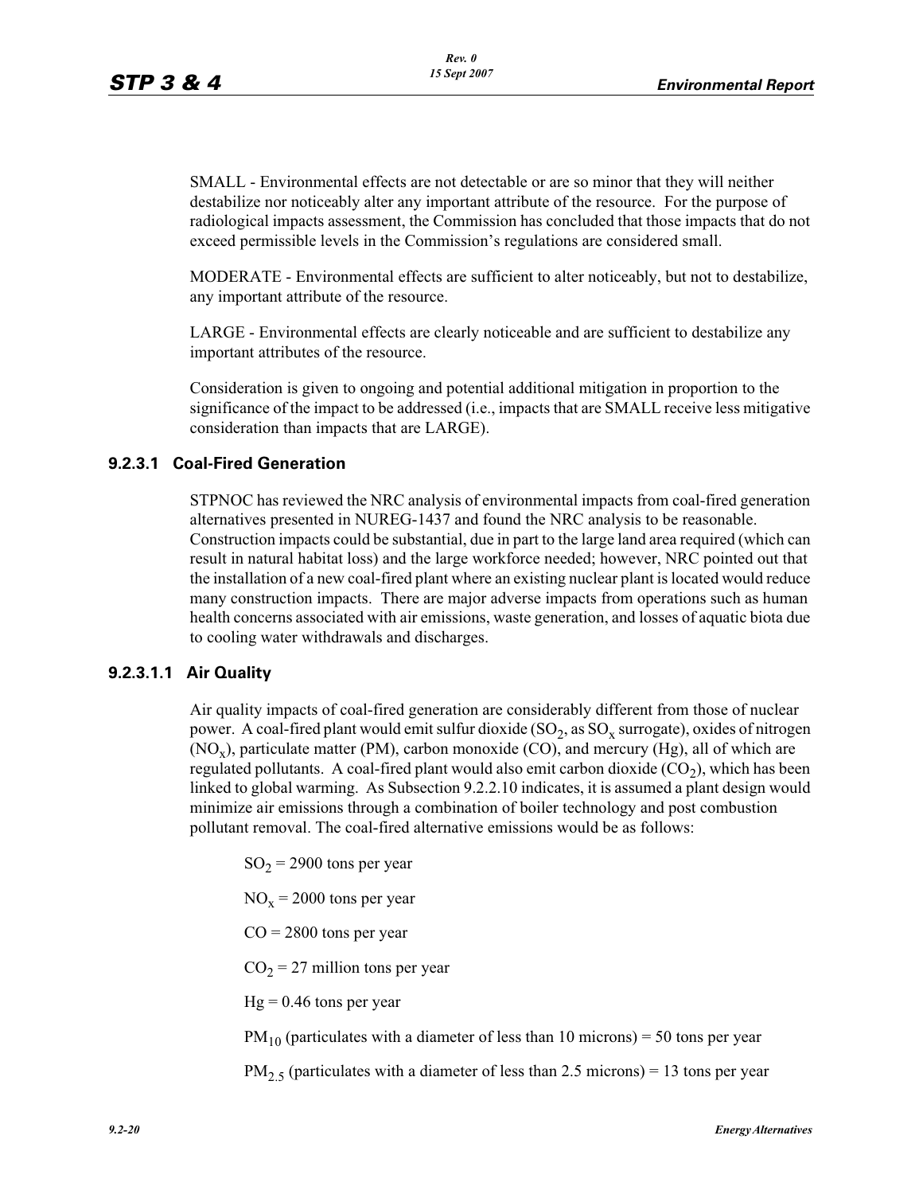SMALL - Environmental effects are not detectable or are so minor that they will neither destabilize nor noticeably alter any important attribute of the resource. For the purpose of radiological impacts assessment, the Commission has concluded that those impacts that do not exceed permissible levels in the Commission's regulations are considered small.

MODERATE - Environmental effects are sufficient to alter noticeably, but not to destabilize, any important attribute of the resource.

LARGE - Environmental effects are clearly noticeable and are sufficient to destabilize any important attributes of the resource.

Consideration is given to ongoing and potential additional mitigation in proportion to the significance of the impact to be addressed (i.e., impacts that are SMALL receive less mitigative consideration than impacts that are LARGE).

### 9.2.3.1 Coal-Fired Generation

STPNOC has reviewed the NRC analysis of environmental impacts from coal-fired generation alternatives presented in NUREG-1437 and found the NRC analysis to be reasonable. Construction impacts could be substantial, due in part to the large land area required (which can result in natural habitat loss) and the large workforce needed; however, NRC pointed out that the installation of a new coal-fired plant where an existing nuclear plant is located would reduce many construction impacts. There are major adverse impacts from operations such as human health concerns associated with air emissions, waste generation, and losses of aquatic biota due to cooling water withdrawals and discharges.

#### 9.2.3.1.1 Air Quality

Air quality impacts of coal-fired generation are considerably different from those of nuclear power. A coal-fired plant would emit sulfur dioxide ($SO_2$, as $SO_x$ surrogate), oxides of nitrogen ($NO_x$), particulate matter (PM), carbon monoxide (CO), and mercury (Hg), all of which are regulated pollutants. A coal-fired plant would also emit carbon dioxide ($CO_2$), which has been linked to global warming. As Subsection 9.2.2.10 indicates, it is assumed a plant design would minimize air emissions through a combination of boiler technology and post combustion pollutant removal. The coal-fired alternative emissions would be as follows:

$SO_2$ = 2900 tons per year

$NO_x$ = 2000 tons per year

CO = 2800 tons per year

$CO_2$ = 27 million tons per year

Hg = 0.46 tons per year

$PM_{10}$ (particulates with a diameter of less than 10 microns) = 50 tons per year

$PM_{2.5}$ (particulates with a diameter of less than 2.5 microns) = 13 tons per year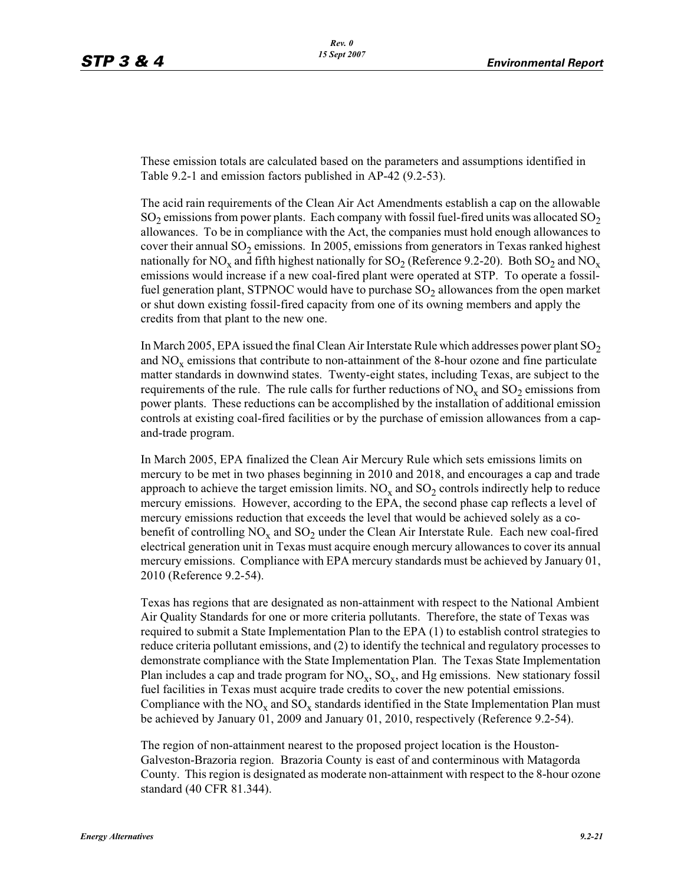These emission totals are calculated based on the parameters and assumptions identified in Table 9.2-1 and emission factors published in AP-42 (9.2-53).

The acid rain requirements of the Clean Air Act Amendments establish a cap on the allowable $SO_2$ emissions from power plants. Each company with fossil fuel-fired units was allocated $SO_2$ allowances. To be in compliance with the Act, the companies must hold enough allowances to cover their annual $SO_2$ emissions. In 2005, emissions from generators in Texas ranked highest nationally for $NO_x$ and fifth highest nationally for $SO_2$ (Reference 9.2-20). Both $SO_2$ and $NO_x$ emissions would increase if a new coal-fired plant were operated at STP. To operate a fossil-fuel generation plant, STPNOC would have to purchase $SO_2$ allowances from the open market or shut down existing fossil-fired capacity from one of its owning members and apply the credits from that plant to the new one.

In March 2005, EPA issued the final Clean Air Interstate Rule which addresses power plant $SO_2$ and $NO_x$ emissions that contribute to non-attainment of the 8-hour ozone and fine particulate matter standards in downwind states. Twenty-eight states, including Texas, are subject to the requirements of the rule. The rule calls for further reductions of $NO_x$ and $SO_2$ emissions from power plants. These reductions can be accomplished by the installation of additional emission controls at existing coal-fired facilities or by the purchase of emission allowances from a cap-and-trade program.

In March 2005, EPA finalized the Clean Air Mercury Rule which sets emissions limits on mercury to be met in two phases beginning in 2010 and 2018, and encourages a cap and trade approach to achieve the target emission limits. $NO_x$ and $SO_2$ controls indirectly help to reduce mercury emissions. However, according to the EPA, the second phase cap reflects a level of mercury emissions reduction that exceeds the level that would be achieved solely as a co-benefit of controlling $NO_x$ and $SO_2$ under the Clean Air Interstate Rule. Each new coal-fired electrical generation unit in Texas must acquire enough mercury allowances to cover its annual mercury emissions. Compliance with EPA mercury standards must be achieved by January 01, 2010 (Reference 9.2-54).

Texas has regions that are designated as non-attainment with respect to the National Ambient Air Quality Standards for one or more criteria pollutants. Therefore, the state of Texas was required to submit a State Implementation Plan to the EPA (1) to establish control strategies to reduce criteria pollutant emissions, and (2) to identify the technical and regulatory processes to demonstrate compliance with the State Implementation Plan. The Texas State Implementation Plan includes a cap and trade program for $NO_x$, $SO_x$, and Hg emissions. New stationary fossil fuel facilities in Texas must acquire trade credits to cover the new potential emissions. Compliance with the $NO_x$ and $SO_x$ standards identified in the State Implementation Plan must be achieved by January 01, 2009 and January 01, 2010, respectively (Reference 9.2-54).

The region of non-attainment nearest to the proposed project location is the Houston-Galveston-Brazoria region. Brazoria County is east of and conterminous with Matagorda County. This region is designated as moderate non-attainment with respect to the 8-hour ozone standard (40 CFR 81.344).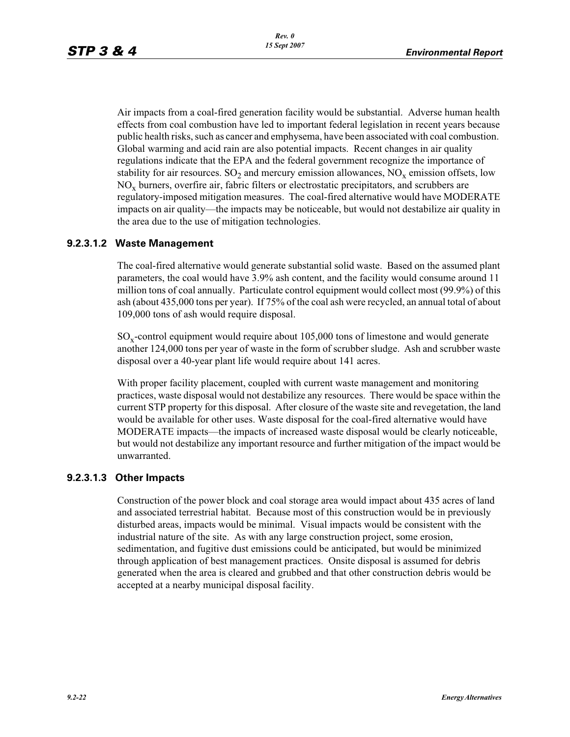Air impacts from a coal-fired generation facility would be substantial. Adverse human health effects from coal combustion have led to important federal legislation in recent years because public health risks, such as cancer and emphysema, have been associated with coal combustion. Global warming and acid rain are also potential impacts. Recent changes in air quality regulations indicate that the EPA and the federal government recognize the importance of stability for air resources. $SO_2$ and mercury emission allowances, $NO_x$ emission offsets, low $NO_x$ burners, overfire air, fabric filters or electrostatic precipitators, and scrubbers are regulatory-imposed mitigation measures. The coal-fired alternative would have MODERATE impacts on air quality—the impacts may be noticeable, but would not destabilize air quality in the area due to the use of mitigation technologies.

#### 9.2.3.1.2 Waste Management

The coal-fired alternative would generate substantial solid waste. Based on the assumed plant parameters, the coal would have 3.9% ash content, and the facility would consume around 11 million tons of coal annually. Particulate control equipment would collect most (99.9%) of this ash (about 435,000 tons per year). If 75% of the coal ash were recycled, an annual total of about 109,000 tons of ash would require disposal.

$SO_x$-control equipment would require about 105,000 tons of limestone and would generate another 124,000 tons per year of waste in the form of scrubber sludge. Ash and scrubber waste disposal over a 40-year plant life would require about 141 acres.

With proper facility placement, coupled with current waste management and monitoring practices, waste disposal would not destabilize any resources. There would be space within the current STP property for this disposal. After closure of the waste site and revegetation, the land would be available for other uses. Waste disposal for the coal-fired alternative would have MODERATE impacts—the impacts of increased waste disposal would be clearly noticeable, but would not destabilize any important resource and further mitigation of the impact would be unwarranted.

#### 9.2.3.1.3 Other Impacts

Construction of the power block and coal storage area would impact about 435 acres of land and associated terrestrial habitat. Because most of this construction would be in previously disturbed areas, impacts would be minimal. Visual impacts would be consistent with the industrial nature of the site. As with any large construction project, some erosion, sedimentation, and fugitive dust emissions could be anticipated, but would be minimized through application of best management practices. Onsite disposal is assumed for debris generated when the area is cleared and grubbed and that other construction debris would be accepted at a nearby municipal disposal facility.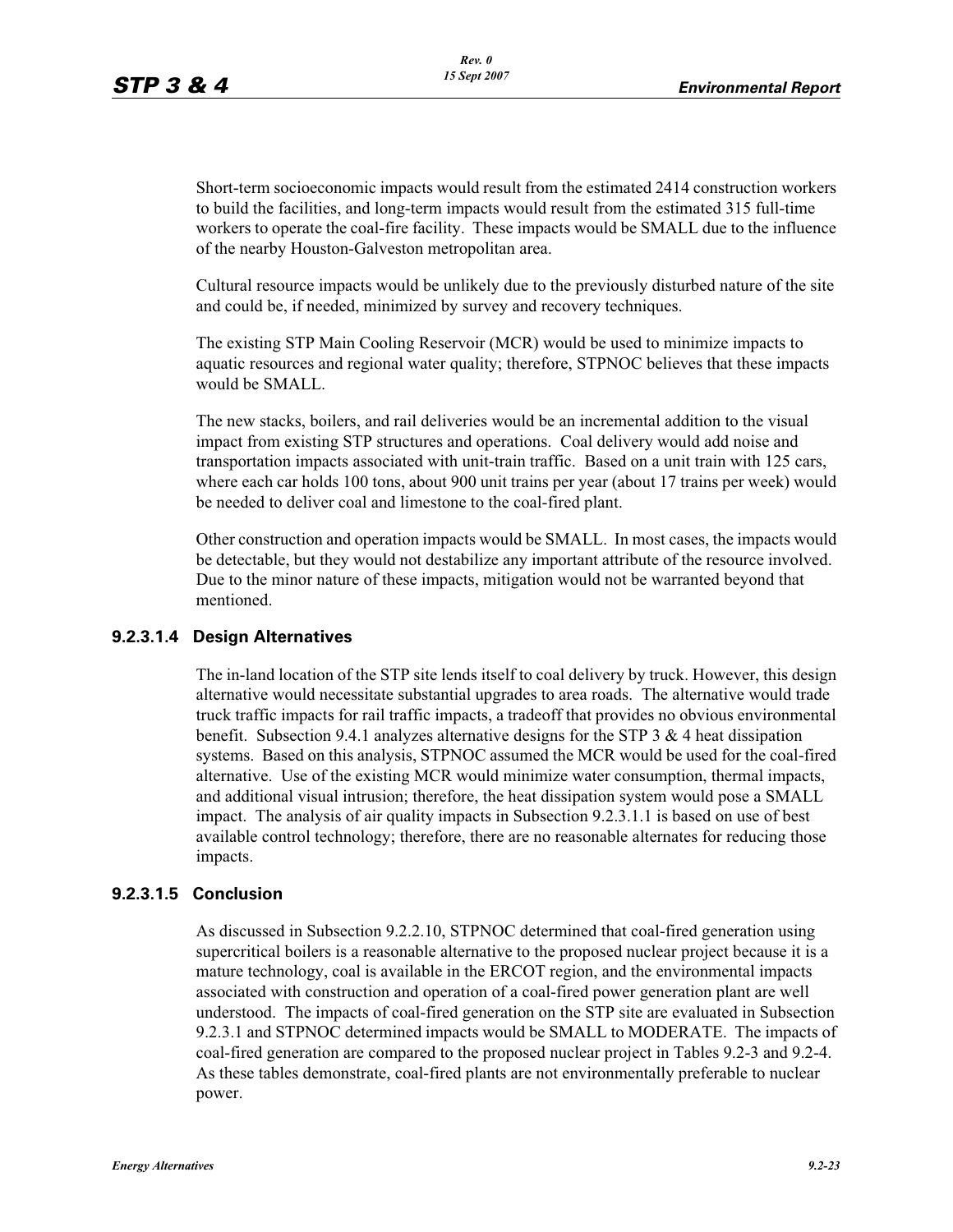Short-term socioeconomic impacts would result from the estimated 2414 construction workers to build the facilities, and long-term impacts would result from the estimated 315 full-time workers to operate the coal-fire facility. These impacts would be SMALL due to the influence of the nearby Houston-Galveston metropolitan area.

Cultural resource impacts would be unlikely due to the previously disturbed nature of the site and could be, if needed, minimized by survey and recovery techniques.

The existing STP Main Cooling Reservoir (MCR) would be used to minimize impacts to aquatic resources and regional water quality; therefore, STPNOC believes that these impacts would be SMALL.

The new stacks, boilers, and rail deliveries would be an incremental addition to the visual impact from existing STP structures and operations. Coal delivery would add noise and transportation impacts associated with unit-train traffic. Based on a unit train with 125 cars, where each car holds 100 tons, about 900 unit trains per year (about 17 trains per week) would be needed to deliver coal and limestone to the coal-fired plant.

Other construction and operation impacts would be SMALL. In most cases, the impacts would be detectable, but they would not destabilize any important attribute of the resource involved. Due to the minor nature of these impacts, mitigation would not be warranted beyond that mentioned.

### 9.2.3.1.4 Design Alternatives

The in-land location of the STP site lends itself to coal delivery by truck. However, this design alternative would necessitate substantial upgrades to area roads. The alternative would trade truck traffic impacts for rail traffic impacts, a tradeoff that provides no obvious environmental benefit. Subsection 9.4.1 analyzes alternative designs for the STP 3 & 4 heat dissipation systems. Based on this analysis, STPNOC assumed the MCR would be used for the coal-fired alternative. Use of the existing MCR would minimize water consumption, thermal impacts, and additional visual intrusion; therefore, the heat dissipation system would pose a SMALL impact. The analysis of air quality impacts in Subsection 9.2.3.1.1 is based on use of best available control technology; therefore, there are no reasonable alternates for reducing those impacts.

### 9.2.3.1.5 Conclusion

As discussed in Subsection 9.2.2.10, STPNOC determined that coal-fired generation using supercritical boilers is a reasonable alternative to the proposed nuclear project because it is a mature technology, coal is available in the ERCOT region, and the environmental impacts associated with construction and operation of a coal-fired power generation plant are well understood. The impacts of coal-fired generation on the STP site are evaluated in Subsection 9.2.3.1 and STPNOC determined impacts would be SMALL to MODERATE. The impacts of coal-fired generation are compared to the proposed nuclear project in Tables 9.2-3 and 9.2-4. As these tables demonstrate, coal-fired plants are not environmentally preferable to nuclear power.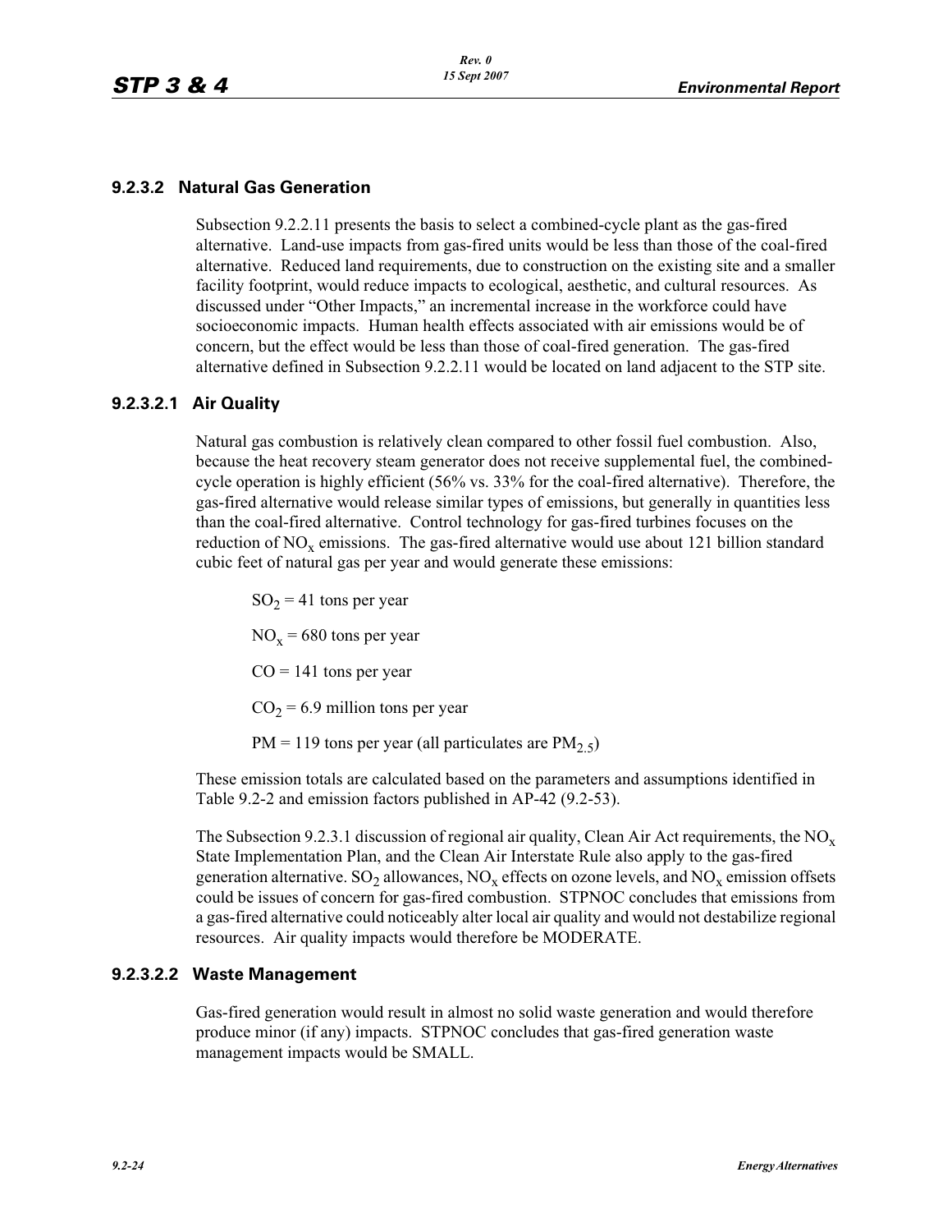### 9.2.3.2 Natural Gas Generation

Subsection 9.2.2.11 presents the basis to select a combined-cycle plant as the gas-fired alternative. Land-use impacts from gas-fired units would be less than those of the coal-fired alternative. Reduced land requirements, due to construction on the existing site and a smaller facility footprint, would reduce impacts to ecological, aesthetic, and cultural resources. As discussed under "Other Impacts," an incremental increase in the workforce could have socioeconomic impacts. Human health effects associated with air emissions would be of concern, but the effect would be less than those of coal-fired generation. The gas-fired alternative defined in Subsection 9.2.2.11 would be located on land adjacent to the STP site.

#### 9.2.3.2.1 Air Quality

Natural gas combustion is relatively clean compared to other fossil fuel combustion. Also, because the heat recovery steam generator does not receive supplemental fuel, the combined-cycle operation is highly efficient (56% vs. 33% for the coal-fired alternative). Therefore, the gas-fired alternative would release similar types of emissions, but generally in quantities less than the coal-fired alternative. Control technology for gas-fired turbines focuses on the reduction of $NO_x$ emissions. The gas-fired alternative would use about 121 billion standard cubic feet of natural gas per year and would generate these emissions:

$SO_2$ = 41 tons per year

$NO_x$ = 680 tons per year

CO = 141 tons per year

$CO_2$ = 6.9 million tons per year

PM = 119 tons per year (all particulates are $PM_{2.5}$)

These emission totals are calculated based on the parameters and assumptions identified in Table 9.2-2 and emission factors published in AP-42 (9.2-53).

The Subsection 9.2.3.1 discussion of regional air quality, Clean Air Act requirements, the $NO_x$ State Implementation Plan, and the Clean Air Interstate Rule also apply to the gas-fired generation alternative. $SO_2$ allowances, $NO_x$ effects on ozone levels, and $NO_x$ emission offsets could be issues of concern for gas-fired combustion. STPNOC concludes that emissions from a gas-fired alternative could noticeably alter local air quality and would not destabilize regional resources. Air quality impacts would therefore be MODERATE.

#### 9.2.3.2.2 Waste Management

Gas-fired generation would result in almost no solid waste generation and would therefore produce minor (if any) impacts. STPNOC concludes that gas-fired generation waste management impacts would be SMALL.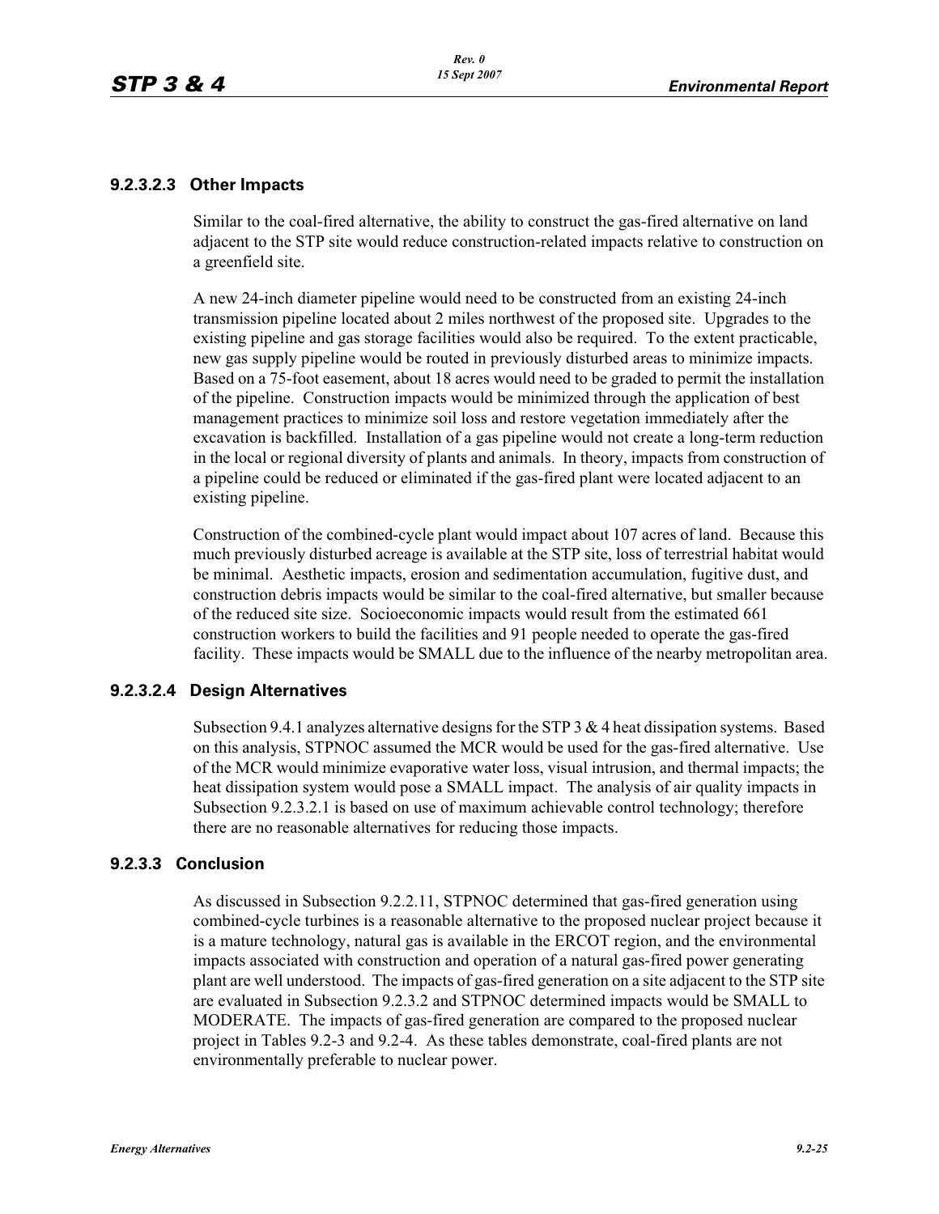#### 9.2.3.2.3 Other Impacts

Similar to the coal-fired alternative, the ability to construct the gas-fired alternative on land adjacent to the STP site would reduce construction-related impacts relative to construction on a greenfield site.

A new 24-inch diameter pipeline would need to be constructed from an existing 24-inch transmission pipeline located about 2 miles northwest of the proposed site. Upgrades to the existing pipeline and gas storage facilities would also be required. To the extent practicable, new gas supply pipeline would be routed in previously disturbed areas to minimize impacts. Based on a 75-foot easement, about 18 acres would need to be graded to permit the installation of the pipeline. Construction impacts would be minimized through the application of best management practices to minimize soil loss and restore vegetation immediately after the excavation is backfilled. Installation of a gas pipeline would not create a long-term reduction in the local or regional diversity of plants and animals. In theory, impacts from construction of a pipeline could be reduced or eliminated if the gas-fired plant were located adjacent to an existing pipeline.

Construction of the combined-cycle plant would impact about 107 acres of land. Because this much previously disturbed acreage is available at the STP site, loss of terrestrial habitat would be minimal. Aesthetic impacts, erosion and sedimentation accumulation, fugitive dust, and construction debris impacts would be similar to the coal-fired alternative, but smaller because of the reduced site size. Socioeconomic impacts would result from the estimated 661 construction workers to build the facilities and 91 people needed to operate the gas-fired facility. These impacts would be SMALL due to the influence of the nearby metropolitan area.

#### 9.2.3.2.4 Design Alternatives

Subsection 9.4.1 analyzes alternative designs for the STP 3 & 4 heat dissipation systems. Based on this analysis, STPNOC assumed the MCR would be used for the gas-fired alternative. Use of the MCR would minimize evaporative water loss, visual intrusion, and thermal impacts; the heat dissipation system would pose a SMALL impact. The analysis of air quality impacts in Subsection 9.2.3.2.1 is based on use of maximum achievable control technology; therefore there are no reasonable alternatives for reducing those impacts.

### 9.2.3.3 Conclusion

As discussed in Subsection 9.2.2.11, STPNOC determined that gas-fired generation using combined-cycle turbines is a reasonable alternative to the proposed nuclear project because it is a mature technology, natural gas is available in the ERCOT region, and the environmental impacts associated with construction and operation of a natural gas-fired power generating plant are well understood. The impacts of gas-fired generation on a site adjacent to the STP site are evaluated in Subsection 9.2.3.2 and STPNOC determined impacts would be SMALL to MODERATE. The impacts of gas-fired generation are compared to the proposed nuclear project in Tables 9.2-3 and 9.2-4. As these tables demonstrate, coal-fired plants are not environmentally preferable to nuclear power.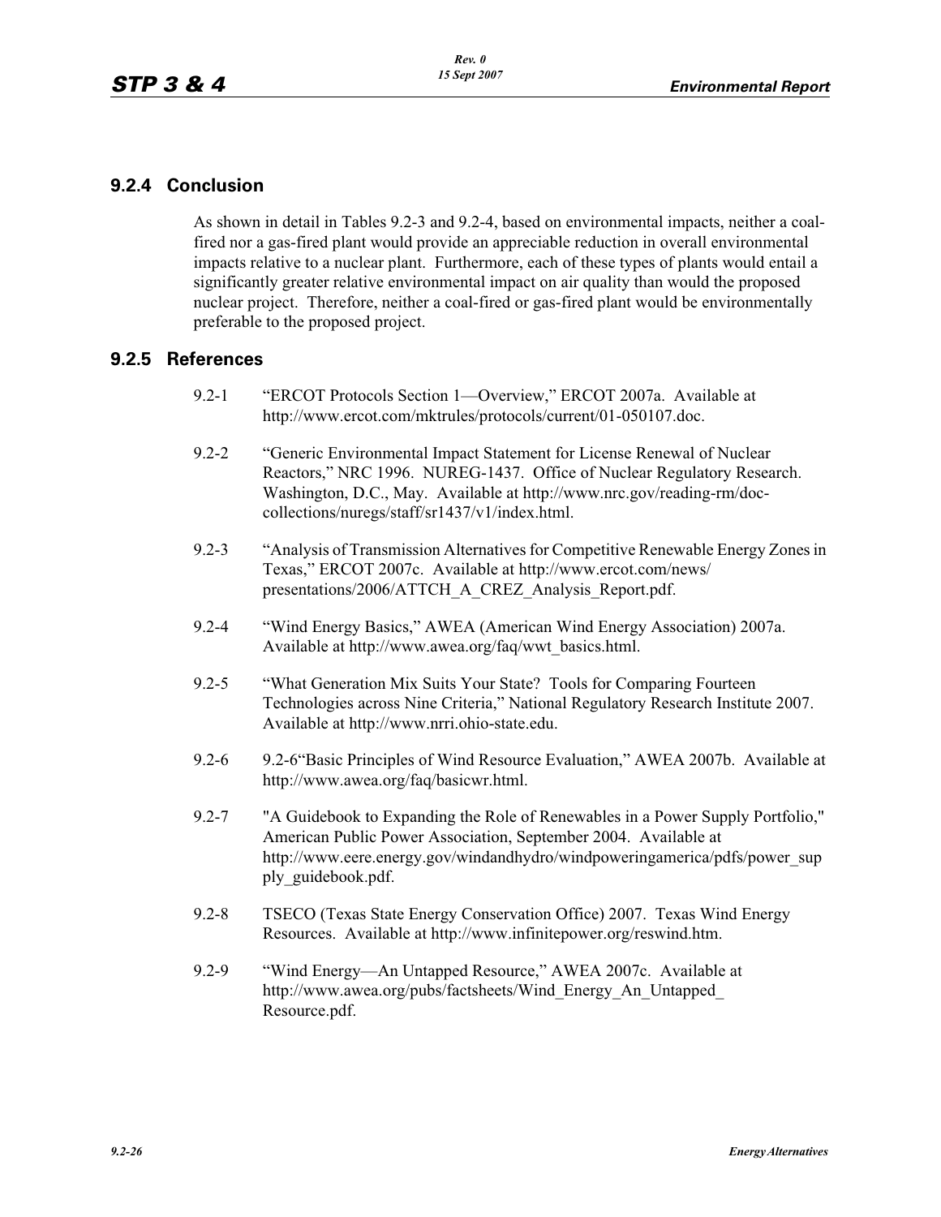### 9.2.4 Conclusion

As shown in detail in Tables 9.2-3 and 9.2-4, based on environmental impacts, neither a coal-fired nor a gas-fired plant would provide an appreciable reduction in overall environmental impacts relative to a nuclear plant. Furthermore, each of these types of plants would entail a significantly greater relative environmental impact on air quality than would the proposed nuclear project. Therefore, neither a coal-fired or gas-fired plant would be environmentally preferable to the proposed project.

### 9.2.5 References

9.2-1 "ERCOT Protocols Section 1—Overview," ERCOT 2007a. Available at http://www.ercot.com/mktrules/protocols/current/01-050107.doc.

9.2-2 "Generic Environmental Impact Statement for License Renewal of Nuclear Reactors," NRC 1996. NUREG-1437. Office of Nuclear Regulatory Research. Washington, D.C., May. Available at http://www.nrc.gov/reading-rm/doc-collections/nuregs/staff/sr1437/v1/index.html.

9.2-3 "Analysis of Transmission Alternatives for Competitive Renewable Energy Zones in Texas," ERCOT 2007c. Available at http://www.ercot.com/news/presentations/2006/ATTCH_A_CREZ_Analysis_Report.pdf.

9.2-4 "Wind Energy Basics," AWEA (American Wind Energy Association) 2007a. Available at http://www.awea.org/faq/wwt_basics.html.

9.2-5 "What Generation Mix Suits Your State? Tools for Comparing Fourteen Technologies across Nine Criteria," National Regulatory Research Institute 2007. Available at http://www.nrri.ohio-state.edu.

9.2-6 9.2-6"Basic Principles of Wind Resource Evaluation," AWEA 2007b. Available at http://www.awea.org/faq/basicwr.html.

9.2-7 "A Guidebook to Expanding the Role of Renewables in a Power Supply Portfolio," American Public Power Association, September 2004. Available at http://www.eere.energy.gov/windandhydro/windpoweringamerica/pdfs/power_supply_guidebook.pdf.

9.2-8 TSECO (Texas State Energy Conservation Office) 2007. Texas Wind Energy Resources. Available at http://www.infinitepower.org/reswind.htm.

9.2-9 "Wind Energy—An Untapped Resource," AWEA 2007c. Available at http://www.awea.org/pubs/factsheets/Wind_Energy_An_Untapped_Resource.pdf.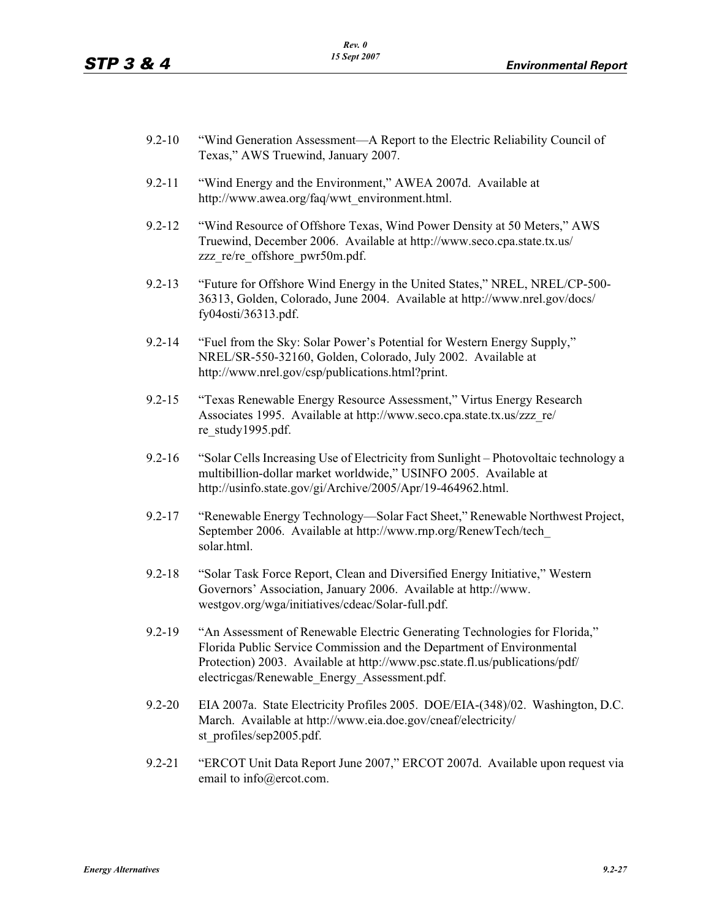9.2-10 "Wind Generation Assessment—A Report to the Electric Reliability Council of Texas," AWS Truewind, January 2007.

9.2-11 "Wind Energy and the Environment," AWEA 2007d. Available at http://www.awea.org/faq/wwt_environment.html.

9.2-12 "Wind Resource of Offshore Texas, Wind Power Density at 50 Meters," AWS Truewind, December 2006. Available at http://www.seco.cpa.state.tx.us/zzz_re/re_offshore_pwr50m.pdf.

9.2-13 "Future for Offshore Wind Energy in the United States," NREL, NREL/CP-500-36313, Golden, Colorado, June 2004. Available at http://www.nrel.gov/docs/fy04osti/36313.pdf.

9.2-14 "Fuel from the Sky: Solar Power's Potential for Western Energy Supply," NREL/SR-550-32160, Golden, Colorado, July 2002. Available at http://www.nrel.gov/csp/publications.html?print.

9.2-15 "Texas Renewable Energy Resource Assessment," Virtus Energy Research Associates 1995. Available at http://www.seco.cpa.state.tx.us/zzz_re/re_study1995.pdf.

9.2-16 "Solar Cells Increasing Use of Electricity from Sunlight – Photovoltaic technology a multibillion-dollar market worldwide," USINFO 2005. Available at http://usinfo.state.gov/gi/Archive/2005/Apr/19-464962.html.

9.2-17 "Renewable Energy Technology—Solar Fact Sheet," Renewable Northwest Project, September 2006. Available at http://www.rnp.org/RenewTech/tech_solar.html.

9.2-18 "Solar Task Force Report, Clean and Diversified Energy Initiative," Western Governors' Association, January 2006. Available at http://www.westgov.org/wga/initiatives/cdeac/Solar-full.pdf.

9.2-19 "An Assessment of Renewable Electric Generating Technologies for Florida," Florida Public Service Commission and the Department of Environmental Protection) 2003. Available at http://www.psc.state.fl.us/publications/pdf/electricgas/Renewable_Energy_Assessment.pdf.

9.2-20 EIA 2007a. State Electricity Profiles 2005. DOE/EIA-(348)/02. Washington, D.C. March. Available at http://www.eia.doe.gov/cneaf/electricity/st_profiles/sep2005.pdf.

9.2-21 "ERCOT Unit Data Report June 2007," ERCOT 2007d. Available upon request via email to info@ercot.com.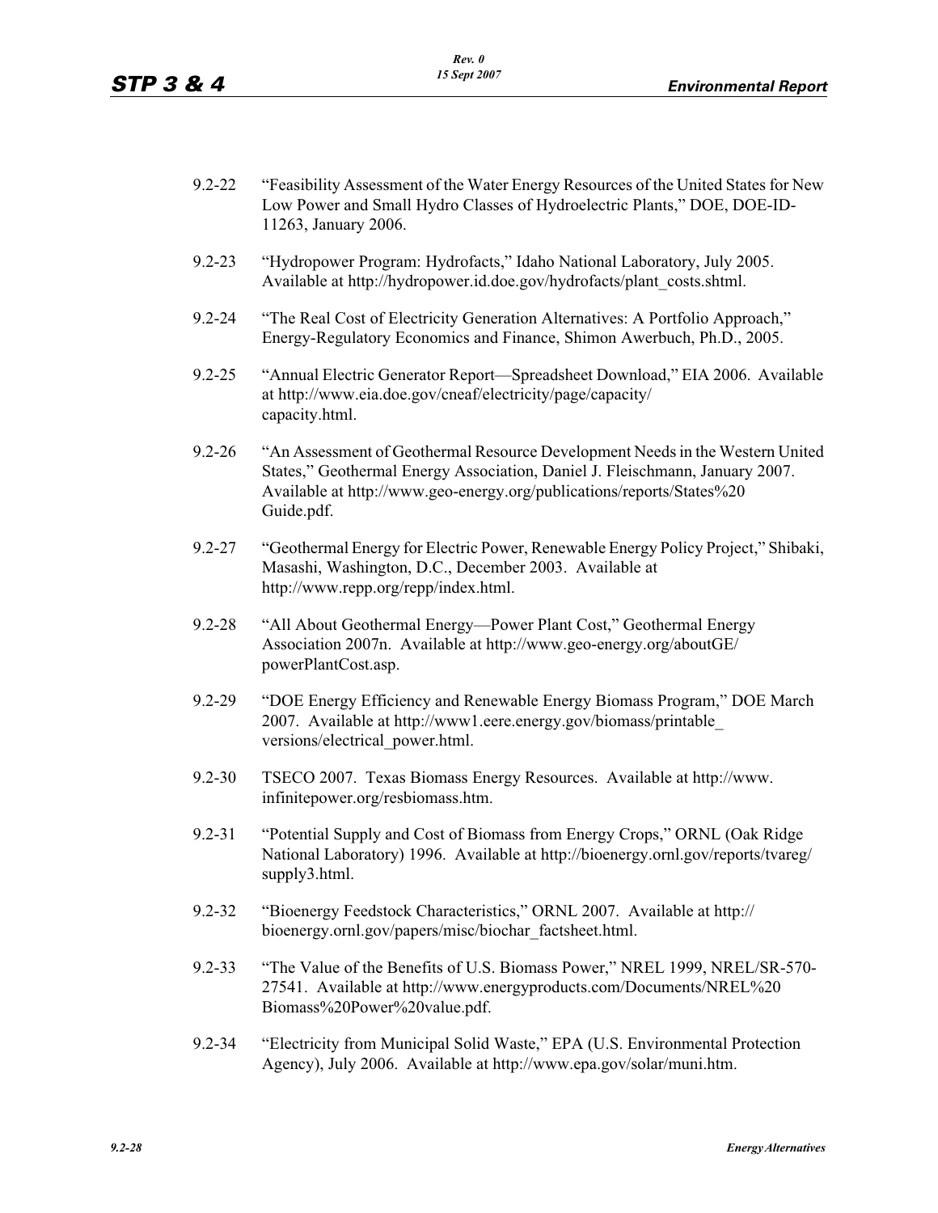9.2-22 "Feasibility Assessment of the Water Energy Resources of the United States for New Low Power and Small Hydro Classes of Hydroelectric Plants," DOE, DOE-ID-11263, January 2006.

9.2-23 "Hydropower Program: Hydrofacts," Idaho National Laboratory, July 2005. Available at http://hydropower.id.doe.gov/hydrofacts/plant_costs.shtml.

9.2-24 "The Real Cost of Electricity Generation Alternatives: A Portfolio Approach," Energy-Regulatory Economics and Finance, Shimon Awerbuch, Ph.D., 2005.

9.2-25 "Annual Electric Generator Report—Spreadsheet Download," EIA 2006. Available at http://www.eia.doe.gov/cneaf/electricity/page/capacity/capacity.html.

9.2-26 "An Assessment of Geothermal Resource Development Needs in the Western United States," Geothermal Energy Association, Daniel J. Fleischmann, January 2007. Available at http://www.geo-energy.org/publications/reports/States%20Guide.pdf.

9.2-27 "Geothermal Energy for Electric Power, Renewable Energy Policy Project," Shibaki, Masashi, Washington, D.C., December 2003. Available at http://www.repp.org/repp/index.html.

9.2-28 "All About Geothermal Energy—Power Plant Cost," Geothermal Energy Association 2007n. Available at http://www.geo-energy.org/aboutGE/powerPlantCost.asp.

9.2-29 "DOE Energy Efficiency and Renewable Energy Biomass Program," DOE March 2007. Available at http://www1.eere.energy.gov/biomass/printable_versions/electrical_power.html.

9.2-30 TSECO 2007. Texas Biomass Energy Resources. Available at http://www.infinitepower.org/resbiomass.htm.

9.2-31 "Potential Supply and Cost of Biomass from Energy Crops," ORNL (Oak Ridge National Laboratory) 1996. Available at http://bioenergy.ornl.gov/reports/tvareg/supply3.html.

9.2-32 "Bioenergy Feedstock Characteristics," ORNL 2007. Available at http://bioenergy.ornl.gov/papers/misc/biochar_factsheet.html.

9.2-33 "The Value of the Benefits of U.S. Biomass Power," NREL 1999, NREL/SR-570-27541. Available at http://www.energyproducts.com/Documents/NREL%20Biomass%20Power%20value.pdf.

9.2-34 "Electricity from Municipal Solid Waste," EPA (U.S. Environmental Protection Agency), July 2006. Available at http://www.epa.gov/solar/muni.htm.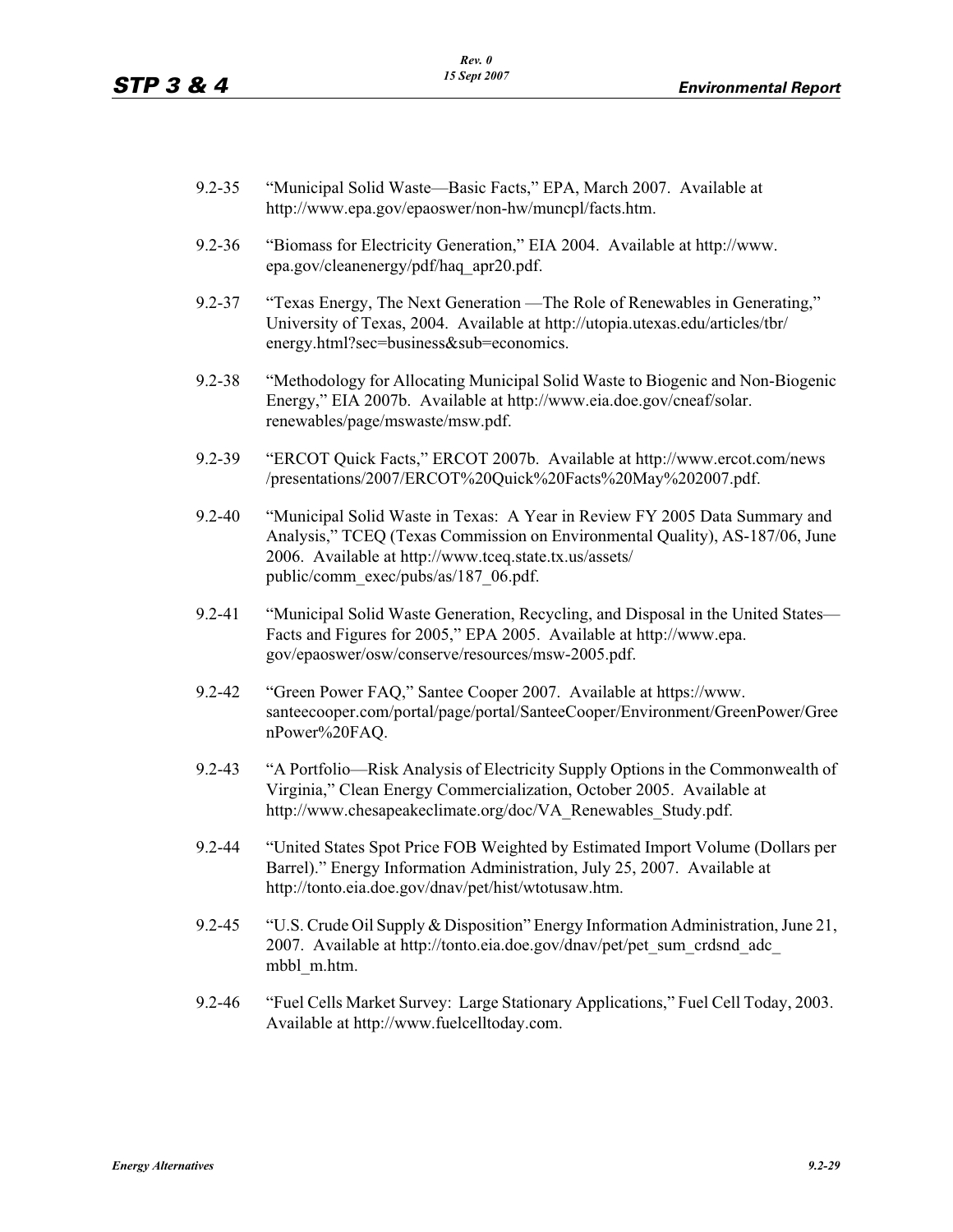9.2-35 "Municipal Solid Waste—Basic Facts," EPA, March 2007. Available at http://www.epa.gov/epaoswer/non-hw/muncpl/facts.htm.

9.2-36 "Biomass for Electricity Generation," EIA 2004. Available at http://www.epa.gov/cleanenergy/pdf/haq_apr20.pdf.

9.2-37 "Texas Energy, The Next Generation —The Role of Renewables in Generating," University of Texas, 2004. Available at http://utopia.utexas.edu/articles/tbr/energy.html?sec=business&sub=economics.

9.2-38 "Methodology for Allocating Municipal Solid Waste to Biogenic and Non-Biogenic Energy," EIA 2007b. Available at http://www.eia.doe.gov/cneaf/solar.renewables/page/mswaste/msw.pdf.

9.2-39 "ERCOT Quick Facts," ERCOT 2007b. Available at http://www.ercot.com/news/presentations/2007/ERCOT%20Quick%20Facts%20May%202007.pdf.

9.2-40 "Municipal Solid Waste in Texas: A Year in Review FY 2005 Data Summary and Analysis," TCEQ (Texas Commission on Environmental Quality), AS-187/06, June 2006. Available at http://www.tceq.state.tx.us/assets/public/comm_exec/pubs/as/187_06.pdf.

9.2-41 "Municipal Solid Waste Generation, Recycling, and Disposal in the United States—Facts and Figures for 2005," EPA 2005. Available at http://www.epa.gov/epaoswer/osw/conserve/resources/msw-2005.pdf.

9.2-42 "Green Power FAQ," Santee Cooper 2007. Available at https://www.santeecooper.com/portal/page/portal/SanteeCooper/Environment/GreenPower/GreenPower%20FAQ.

9.2-43 "A Portfolio—Risk Analysis of Electricity Supply Options in the Commonwealth of Virginia," Clean Energy Commercialization, October 2005. Available at http://www.chesapeakeclimate.org/doc/VA_Renewables_Study.pdf.

9.2-44 "United States Spot Price FOB Weighted by Estimated Import Volume (Dollars per Barrel)." Energy Information Administration, July 25, 2007. Available at http://tonto.eia.doe.gov/dnav/pet/hist/wtotusaw.htm.

9.2-45 "U.S. Crude Oil Supply & Disposition" Energy Information Administration, June 21, 2007. Available at http://tonto.eia.doe.gov/dnav/pet/pet_sum_crdsnd_adc_mbbl_m.htm.

9.2-46 "Fuel Cells Market Survey: Large Stationary Applications," Fuel Cell Today, 2003. Available at http://www.fuelcelltoday.com.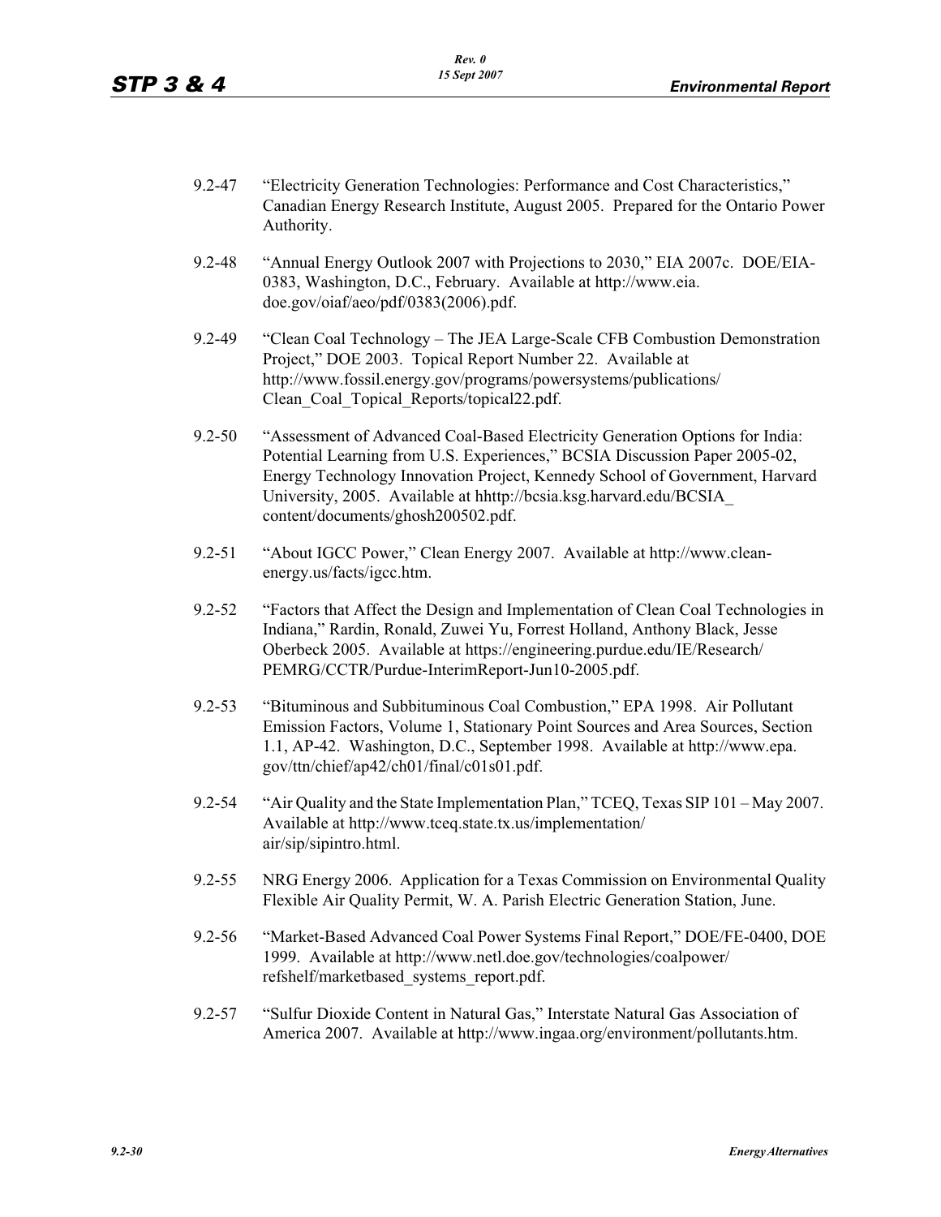9.2-47 “Electricity Generation Technologies: Performance and Cost Characteristics,” Canadian Energy Research Institute, August 2005. Prepared for the Ontario Power Authority.

9.2-48 “Annual Energy Outlook 2007 with Projections to 2030,” EIA 2007c. DOE/EIA-0383, Washington, D.C., February. Available at http://www.eia.doe.gov/oiaf/aeo/pdf/0383(2006).pdf.

9.2-49 “Clean Coal Technology – The JEA Large-Scale CFB Combustion Demonstration Project,” DOE 2003. Topical Report Number 22. Available at http://www.fossil.energy.gov/programs/powersystems/publications/Clean_Coal_Topical_Reports/topical22.pdf.

9.2-50 “Assessment of Advanced Coal-Based Electricity Generation Options for India: Potential Learning from U.S. Experiences,” BCSIA Discussion Paper 2005-02, Energy Technology Innovation Project, Kennedy School of Government, Harvard University, 2005. Available at hhttp://bcsia.ksg.harvard.edu/BCSIA_content/documents/ghosh200502.pdf.

9.2-51 “About IGCC Power,” Clean Energy 2007. Available at http://www.clean-energy.us/facts/igcc.htm.

9.2-52 “Factors that Affect the Design and Implementation of Clean Coal Technologies in Indiana,” Rardin, Ronald, Zuwei Yu, Forrest Holland, Anthony Black, Jesse Oberbeck 2005. Available at https://engineering.purdue.edu/IE/Research/PEMRG/CCTR/Purdue-InterimReport-Jun10-2005.pdf.

9.2-53 “Bituminous and Subbituminous Coal Combustion,” EPA 1998. Air Pollutant Emission Factors, Volume 1, Stationary Point Sources and Area Sources, Section 1.1, AP-42. Washington, D.C., September 1998. Available at http://www.epa.gov/ttn/chief/ap42/ch01/final/c01s01.pdf.

9.2-54 “Air Quality and the State Implementation Plan,” TCEQ, Texas SIP 101 – May 2007. Available at http://www.tceq.state.tx.us/implementation/air/sip/sipintro.html.

9.2-55 NRG Energy 2006. Application for a Texas Commission on Environmental Quality Flexible Air Quality Permit, W. A. Parish Electric Generation Station, June.

9.2-56 “Market-Based Advanced Coal Power Systems Final Report,” DOE/FE-0400, DOE 1999. Available at http://www.netl.doe.gov/technologies/coalpower/refshelf/marketbased_systems_report.pdf.

9.2-57 “Sulfur Dioxide Content in Natural Gas,” Interstate Natural Gas Association of America 2007. Available at http://www.ingaa.org/environment/pollutants.htm.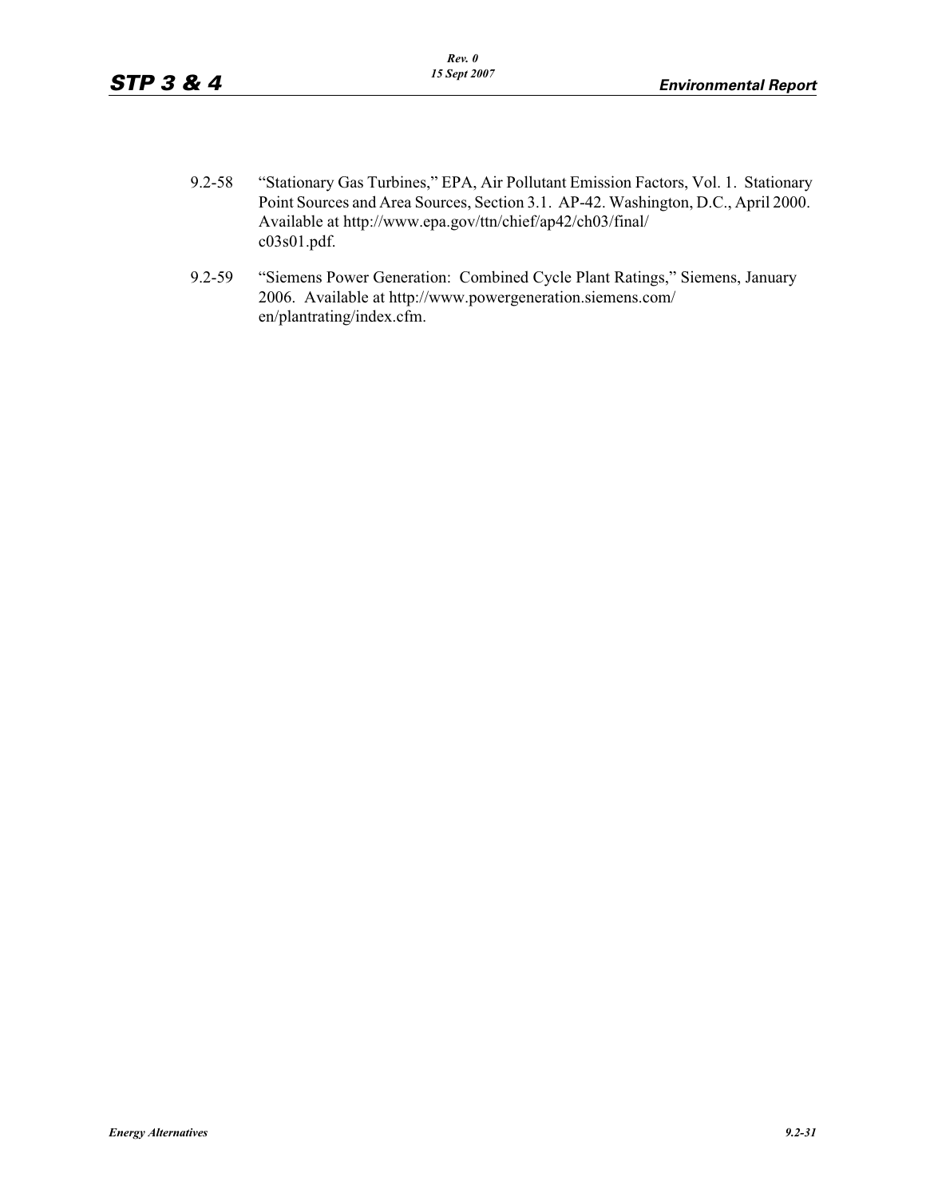9.2-58 "Stationary Gas Turbines," EPA, Air Pollutant Emission Factors, Vol. 1. Stationary Point Sources and Area Sources, Section 3.1. AP-42. Washington, D.C., April 2000. Available at http://www.epa.gov/ttn/chief/ap42/ch03/final/c03s01.pdf.

9.2-59 "Siemens Power Generation: Combined Cycle Plant Ratings," Siemens, January 2006. Available at http://www.powergeneration.siemens.com/en/plantrating/index.cfm.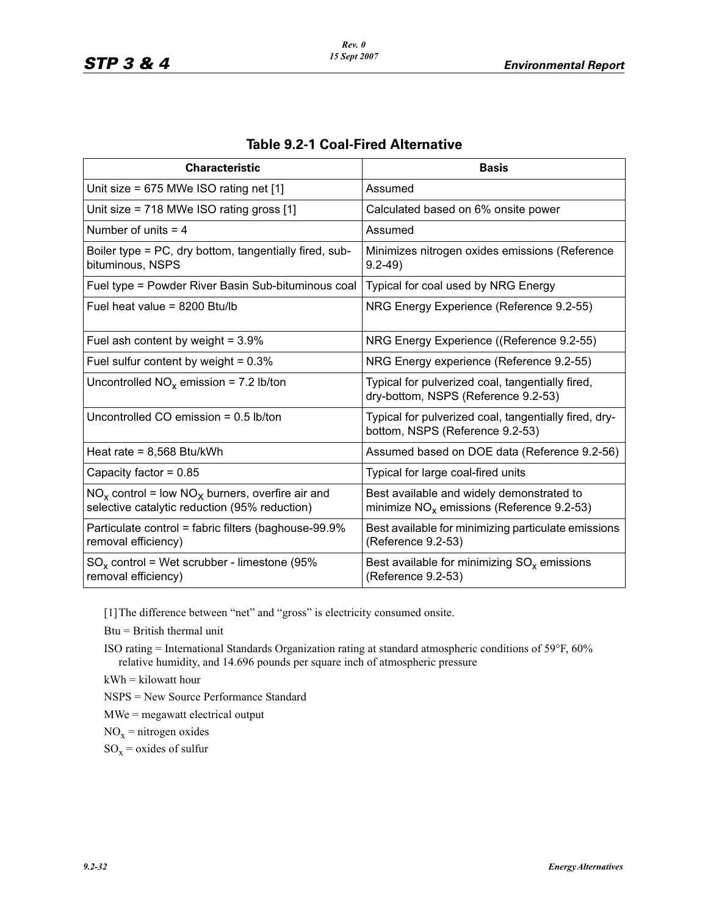## Table 9.2-1 Coal-Fired Alternative

| Characteristic | Basis |
|---|---|
| Unit size = 675 MWe ISO rating net [1] | Assumed |
| Unit size = 718 MWe ISO rating gross [1] | Calculated based on 6% onsite power |
| Number of units = 4 | Assumed |
| Boiler type = PC, dry bottom, tangentially fired, sub-bituminous, NSPS | Minimizes nitrogen oxides emissions (Reference 9.2-49) |
| Fuel type = Powder River Basin Sub-bituminous coal | Typical for coal used by NRG Energy |
| Fuel heat value = 8200 Btu/lb | NRG Energy Experience (Reference 9.2-55) |
| Fuel ash content by weight = 3.9% | NRG Energy Experience ((Reference 9.2-55) |
| Fuel sulfur content by weight = 0.3% | NRG Energy experience (Reference 9.2-55) |
| Uncontrolled $NO_x$ emission = 7.2 lb/ton | Typical for pulverized coal, tangentially fired, dry-bottom, NSPS (Reference 9.2-53) |
| Uncontrolled CO emission = 0.5 lb/ton | Typical for pulverized coal, tangentially fired, dry-bottom, NSPS (Reference 9.2-53) |
| Heat rate = 8,568 Btu/kWh | Assumed based on DOE data (Reference 9.2-56) |
| Capacity factor = 0.85 | Typical for large coal-fired units |
| $NO_x$ control = low $NO_X$ burners, overfire air and selective catalytic reduction (95% reduction) | Best available and widely demonstrated to minimize $NO_x$ emissions (Reference 9.2-53) |
| Particulate control = fabric filters (baghouse-99.9% removal efficiency) | Best available for minimizing particulate emissions (Reference 9.2-53) |
| $SO_x$ control = Wet scrubber - limestone (95% removal efficiency) | Best available for minimizing $SO_x$ emissions (Reference 9.2-53) |

[1] The difference between "net" and "gross" is electricity consumed onsite.

Btu = British thermal unit

ISO rating = International Standards Organization rating at standard atmospheric conditions of 59°F, 60% relative humidity, and 14.696 pounds per square inch of atmospheric pressure

kWh = kilowatt hour

NSPS = New Source Performance Standard

MWe = megawatt electrical output

$NO_x$ = nitrogen oxides

$SO_x$ = oxides of sulfur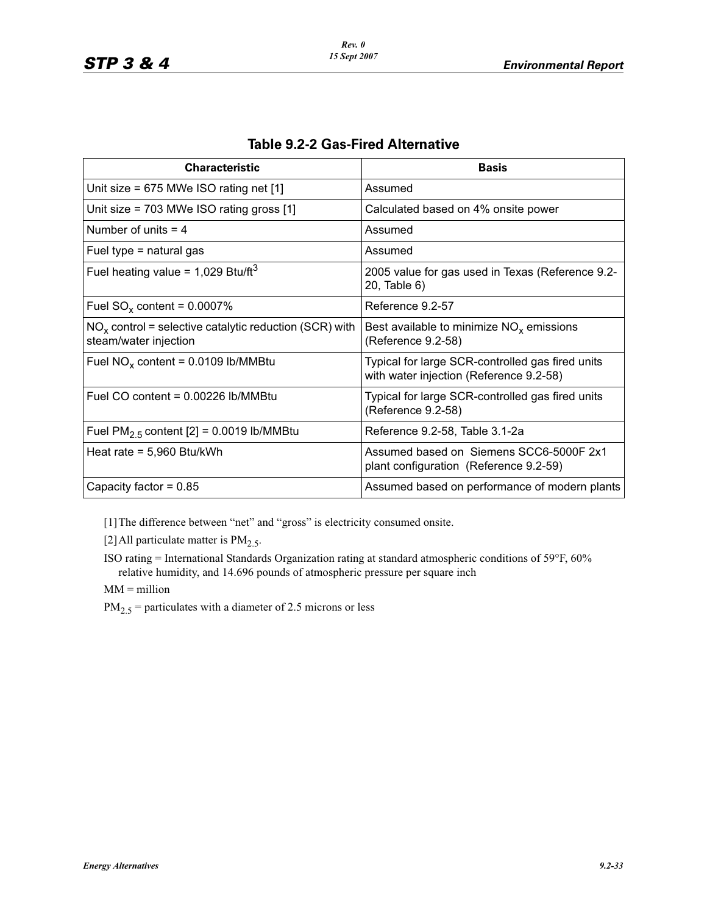## Table 9.2-2 Gas-Fired Alternative

| Characteristic | Basis |
| --- | --- |
| Unit size = 675 MWe ISO rating net [1] | Assumed |
| Unit size = 703 MWe ISO rating gross [1] | Calculated based on 4% onsite power |
| Number of units = 4 | Assumed |
| Fuel type = natural gas | Assumed |
| Fuel heating value = 1,029 Btu/ft$^3$ | 2005 value for gas used in Texas (Reference 9.2-20, Table 6) |
| Fuel $SO_x$ content = 0.0007% | Reference 9.2-57 |
| $NO_x$ control = selective catalytic reduction (SCR) with steam/water injection | Best available to minimize $NO_x$ emissions (Reference 9.2-58) |
| Fuel $NO_x$ content = 0.0109 lb/MMBtu | Typical for large SCR-controlled gas fired units with water injection (Reference 9.2-58) |
| Fuel CO content = 0.00226 lb/MMBtu | Typical for large SCR-controlled gas fired units (Reference 9.2-58) |
| Fuel $PM_{2.5}$ content [2] = 0.0019 lb/MMBtu | Reference 9.2-58, Table 3.1-2a |
| Heat rate = 5,960 Btu/kWh | Assumed based on Siemens SCC6-5000F 2x1 plant configuration (Reference 9.2-59) |
| Capacity factor = 0.85 | Assumed based on performance of modern plants |

[1] The difference between "net" and "gross" is electricity consumed onsite.

[2] All particulate matter is $PM_{2.5}$.

ISO rating = International Standards Organization rating at standard atmospheric conditions of 59°F, 60% relative humidity, and 14.696 pounds of atmospheric pressure per square inch

MM = million

$PM_{2.5}$ = particulates with a diameter of 2.5 microns or less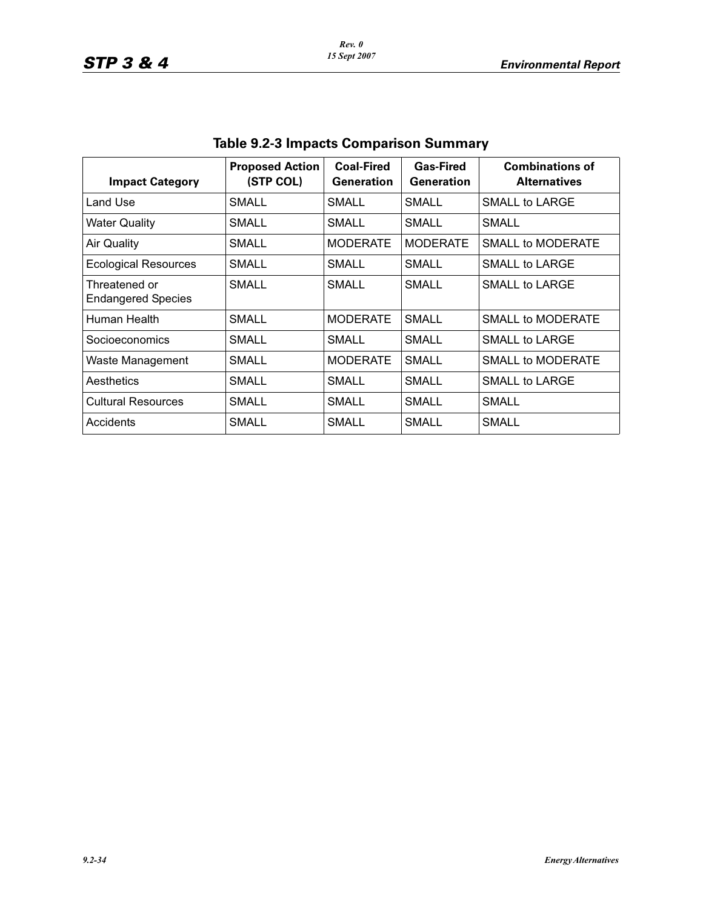## Table 9.2-3 Impacts Comparison Summary

| Impact Category | Proposed Action (STP COL) | Coal-Fired Generation | Gas-Fired Generation | Combinations of Alternatives |
|---|---|---|---|---|
| Land Use | SMALL | SMALL | SMALL | SMALL to LARGE |
| Water Quality | SMALL | SMALL | SMALL | SMALL |
| Air Quality | SMALL | MODERATE | MODERATE | SMALL to MODERATE |
| Ecological Resources | SMALL | SMALL | SMALL | SMALL to LARGE |
| Threatened or Endangered Species | SMALL | SMALL | SMALL | SMALL to LARGE |
| Human Health | SMALL | MODERATE | SMALL | SMALL to MODERATE |
| Socioeconomics | SMALL | SMALL | SMALL | SMALL to LARGE |
| Waste Management | SMALL | MODERATE | SMALL | SMALL to MODERATE |
| Aesthetics | SMALL | SMALL | SMALL | SMALL to LARGE |
| Cultural Resources | SMALL | SMALL | SMALL | SMALL |
| Accidents | SMALL | SMALL | SMALL | SMALL |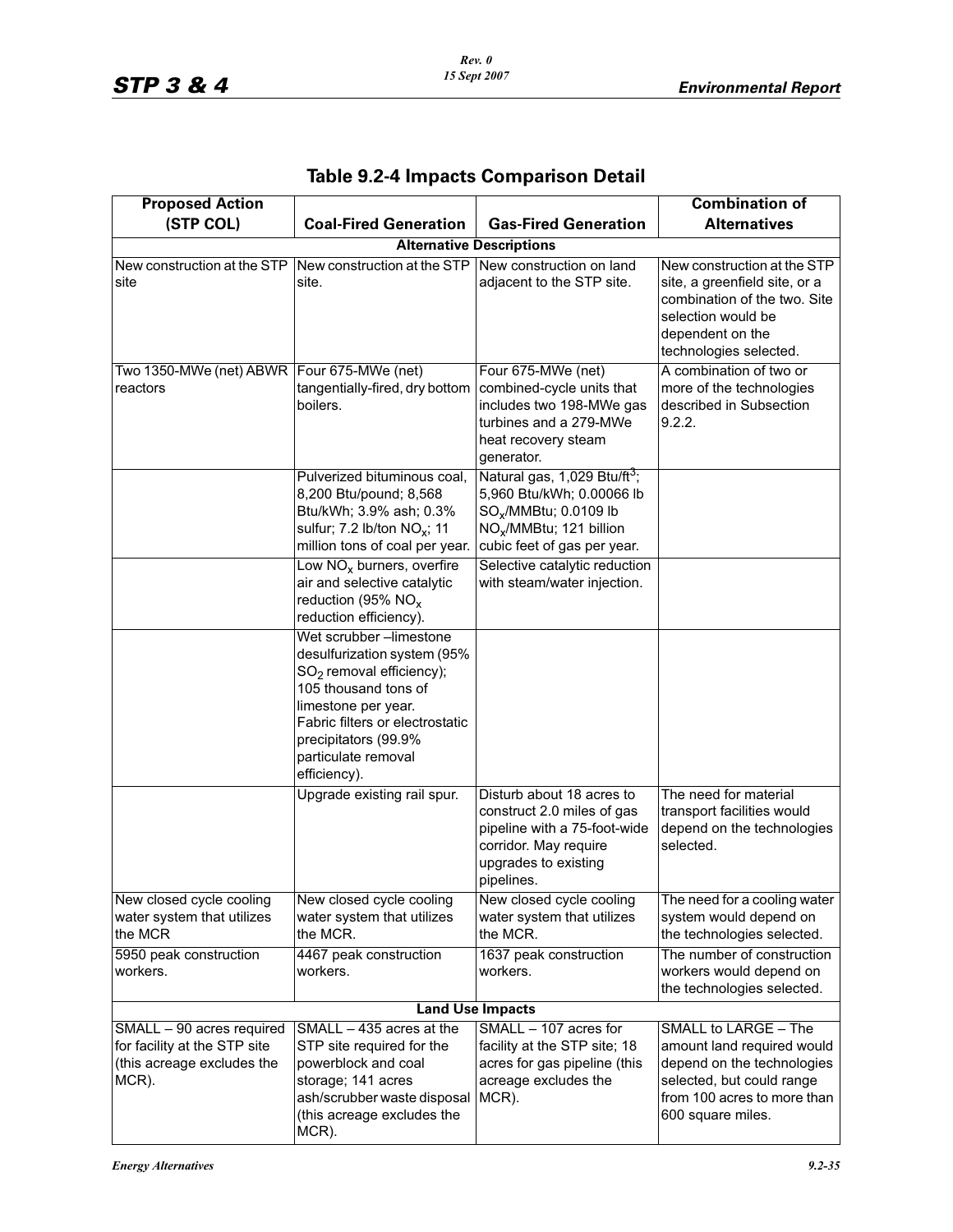## Table 9.2-4 Impacts Comparison Detail

| Proposed Action (STP COL) | Coal-Fired Generation | Gas-Fired Generation | Combination of Alternatives |
|---|---|---|---|
| **Alternative Descriptions** | | | |
| New construction at the STP site | New construction at the STP site. | New construction on land adjacent to the STP site. | New construction at the STP site, a greenfield site, or a combination of the two. Site selection would be dependent on the technologies selected. |
| Two 1350-MWe (net) ABWR reactors | Four 675-MWe (net) tangentially-fired, dry bottom boilers. | Four 675-MWe (net) combined-cycle units that includes two 198-MWe gas turbines and a 279-MWe heat recovery steam generator. | A combination of two or more of the technologies described in Subsection 9.2.2. |
| | Pulverized bituminous coal, 8,200 Btu/pound; 8,568 Btu/kWh; 3.9% ash; 0.3% sulfur; 7.2 lb/ton $NO_x$; 11 million tons of coal per year. | Natural gas, 1,029 Btu/$ft^3$; 5,960 Btu/kWh; 0.00066 lb $SO_x$/MMBtu; 0.0109 lb $NO_x$/MMBtu; 121 billion cubic feet of gas per year. | |
| | Low $NO_x$ burners, overfire air and selective catalytic reduction (95% $NO_x$ reduction efficiency). | Selective catalytic reduction with steam/water injection. | |
| | Wet scrubber –limestone desulfurization system (95% $SO_2$ removal efficiency); 105 thousand tons of limestone per year. Fabric filters or electrostatic precipitators (99.9% particulate removal efficiency). | | |
| | Upgrade existing rail spur. | Disturb about 18 acres to construct 2.0 miles of gas pipeline with a 75-foot-wide corridor. May require upgrades to existing pipelines. | The need for material transport facilities would depend on the technologies selected. |
| New closed cycle cooling water system that utilizes the MCR | New closed cycle cooling water system that utilizes the MCR. | New closed cycle cooling water system that utilizes the MCR. | The need for a cooling water system would depend on the technologies selected. |
| 5950 peak construction workers. | 4467 peak construction workers. | 1637 peak construction workers. | The number of construction workers would depend on the technologies selected. |
| **Land Use Impacts** | | | |
| SMALL – 90 acres required for facility at the STP site (this acreage excludes the MCR). | SMALL – 435 acres at the STP site required for the powerblock and coal storage; 141 acres ash/scrubber waste disposal (this acreage excludes the MCR). | SMALL – 107 acres for facility at the STP site; 18 acres for gas pipeline (this acreage excludes the MCR). | SMALL to LARGE – The amount land required would depend on the technologies selected, but could range from 100 acres to more than 600 square miles. |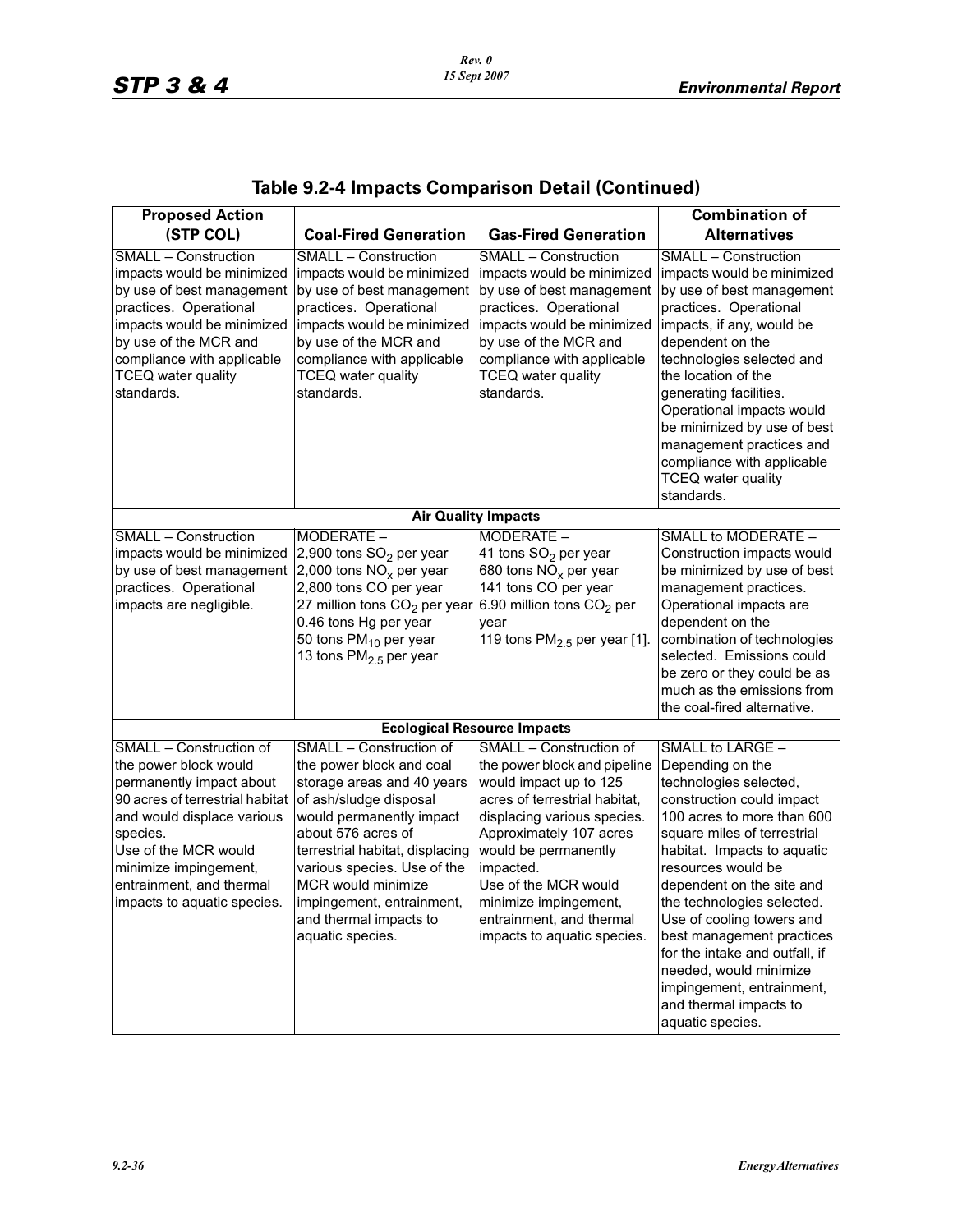## Table 9.2-4 Impacts Comparison Detail (Continued)

| Proposed Action (STP COL) | Coal-Fired Generation | Gas-Fired Generation | Combination of Alternatives |
|---|---|---|---|
| SMALL – Construction impacts would be minimized by use of best management practices. Operational impacts would be minimized by use of the MCR and compliance with applicable TCEQ water quality standards. | SMALL – Construction impacts would be minimized by use of best management practices. Operational impacts would be minimized by use of the MCR and compliance with applicable TCEQ water quality standards. | SMALL – Construction impacts would be minimized by use of best management practices. Operational impacts would be minimized by use of the MCR and compliance with applicable TCEQ water quality standards. | SMALL – Construction impacts would be minimized by use of best management practices. Operational impacts, if any, would be dependent on the technologies selected and the location of the generating facilities. Operational impacts would be minimized by use of best management practices and compliance with applicable TCEQ water quality standards. |
| **Air Quality Impacts** | | | |
| SMALL – Construction impacts would be minimized by use of best management practices. Operational impacts are negligible. | MODERATE – 2,900 tons $SO_2$ per year 2,000 tons $NO_x$ per year 2,800 tons CO per year 27 million tons $CO_2$ per year 0.46 tons Hg per year 50 tons $PM_{10}$ per year 13 tons $PM_{2.5}$ per year | MODERATE – 41 tons $SO_2$ per year 680 tons $NO_x$ per year 141 tons CO per year 6.90 million tons $CO_2$ per year 119 tons $PM_{2.5}$ per year [1]. | SMALL to MODERATE – Construction impacts would be minimized by use of best management practices. Operational impacts are dependent on the combination of technologies selected. Emissions could be zero or they could be as much as the emissions from the coal-fired alternative. |
| **Ecological Resource Impacts** | | | |
| SMALL – Construction of the power block would permanently impact about 90 acres of terrestrial habitat and would displace various species. Use of the MCR would minimize impingement, entrainment, and thermal impacts to aquatic species. | SMALL – Construction of the power block and coal storage areas and 40 years of ash/sludge disposal would permanently impact about 576 acres of terrestrial habitat, displacing various species. Use of the MCR would minimize impingement, entrainment, and thermal impacts to aquatic species. | SMALL – Construction of the power block and pipeline would impact up to 125 acres of terrestrial habitat, displacing various species. Approximately 107 acres would be permanently impacted. Use of the MCR would minimize impingement, entrainment, and thermal impacts to aquatic species. | SMALL to LARGE – Depending on the technologies selected, construction could impact 100 acres to more than 600 square miles of terrestrial habitat. Impacts to aquatic resources would be dependent on the site and the technologies selected. Use of cooling towers and best management practices for the intake and outfall, if needed, would minimize impingement, entrainment, and thermal impacts to aquatic species. |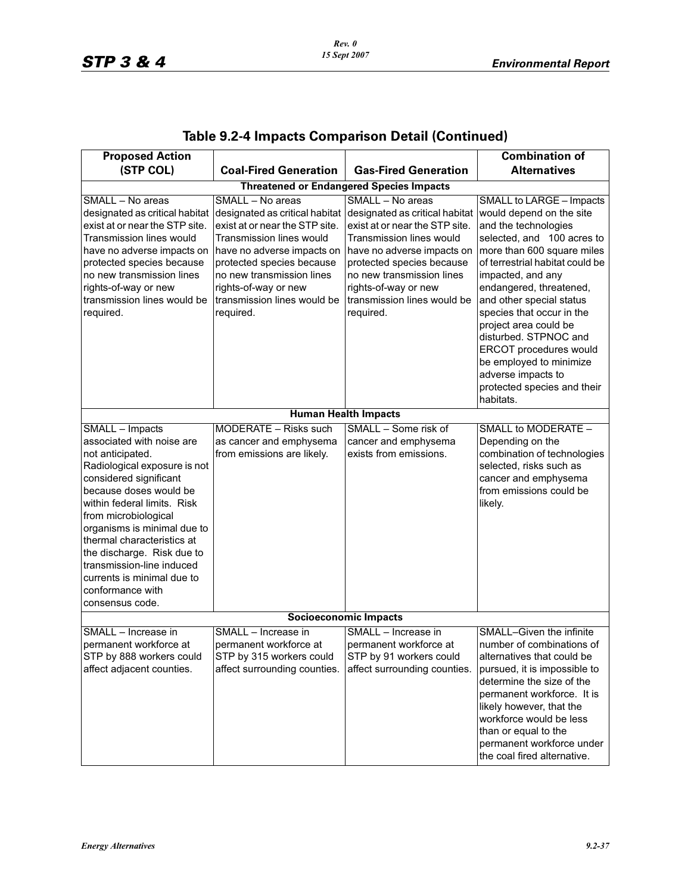## Table 9.2-4 Impacts Comparison Detail (Continued)

| Proposed Action (STP COL) | Coal-Fired Generation | Gas-Fired Generation | Combination of Alternatives |
|---|---|---|---|
| **Threatened or Endangered Species Impacts** | | | |
| SMALL – No areas designated as critical habitat exist at or near the STP site. Transmission lines would have no adverse impacts on protected species because no new transmission lines rights-of-way or new transmission lines would be required. | SMALL – No areas designated as critical habitat exist at or near the STP site. Transmission lines would have no adverse impacts on protected species because no new transmission lines rights-of-way or new transmission lines would be required. | SMALL – No areas designated as critical habitat exist at or near the STP site. Transmission lines would have no adverse impacts on protected species because no new transmission lines rights-of-way or new transmission lines would be required. | SMALL to LARGE – Impacts would depend on the site and the technologies selected, and 100 acres to more than 600 square miles of terrestrial habitat could be impacted, and any endangered, threatened, and other special status species that occur in the project area could be disturbed. STPNOC and ERCOT procedures would be employed to minimize adverse impacts to protected species and their habitats. |
| **Human Health Impacts** | | | |
| SMALL – Impacts associated with noise are not anticipated. Radiological exposure is not considered significant because doses would be within federal limits. Risk from microbiological organisms is minimal due to thermal characteristics at the discharge. Risk due to transmission-line induced currents is minimal due to conformance with consensus code. | MODERATE – Risks such as cancer and emphysema from emissions are likely. | SMALL – Some risk of cancer and emphysema exists from emissions. | SMALL to MODERATE – Depending on the combination of technologies selected, risks such as cancer and emphysema from emissions could be likely. |
| **Socioeconomic Impacts** | | | |
| SMALL – Increase in permanent workforce at STP by 888 workers could affect adjacent counties. | SMALL – Increase in permanent workforce at STP by 315 workers could affect surrounding counties. | SMALL – Increase in permanent workforce at STP by 91 workers could affect surrounding counties. | SMALL–Given the infinite number of combinations of alternatives that could be pursued, it is impossible to determine the size of the permanent workforce. It is likely however, that the workforce would be less than or equal to the permanent workforce under the coal fired alternative. |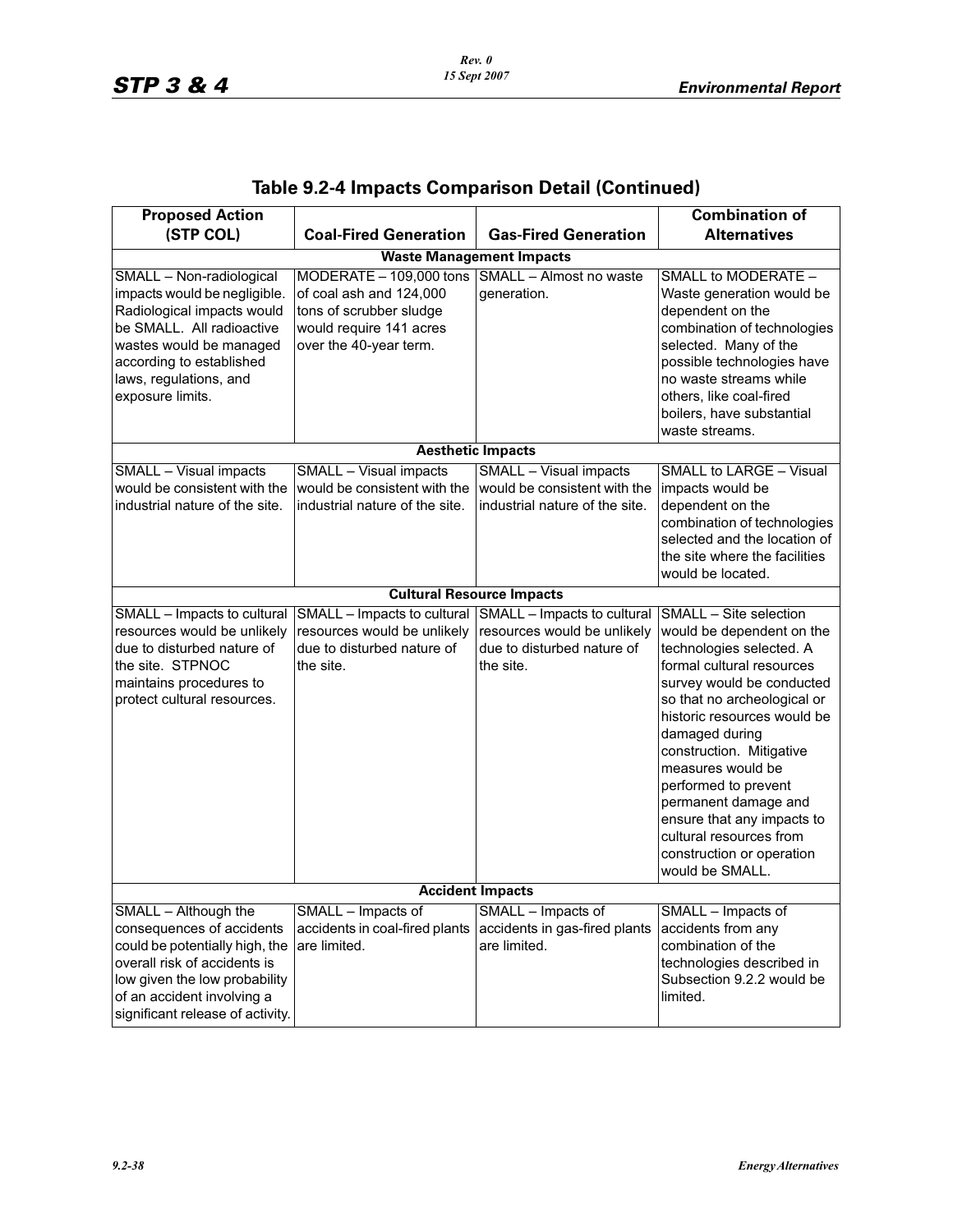## Table 9.2-4 Impacts Comparison Detail (Continued)

| Proposed Action (STP COL) | Coal-Fired Generation | Gas-Fired Generation | Combination of Alternatives |
|---|---|---|---|
| **Waste Management Impacts** | | | |
| SMALL – Non-radiological impacts would be negligible. Radiological impacts would be SMALL. All radioactive wastes would be managed according to established laws, regulations, and exposure limits. | MODERATE – 109,000 tons of coal ash and 124,000 tons of scrubber sludge would require 141 acres over the 40-year term. | SMALL – Almost no waste generation. | SMALL to MODERATE – Waste generation would be dependent on the combination of technologies selected. Many of the possible technologies have no waste streams while others, like coal-fired boilers, have substantial waste streams. |
| **Aesthetic Impacts** | | | |
| SMALL – Visual impacts would be consistent with the industrial nature of the site. | SMALL – Visual impacts would be consistent with the industrial nature of the site. | SMALL – Visual impacts would be consistent with the industrial nature of the site. | SMALL to LARGE – Visual impacts would be dependent on the combination of technologies selected and the location of the site where the facilities would be located. |
| **Cultural Resource Impacts** | | | |
| SMALL – Impacts to cultural resources would be unlikely due to disturbed nature of the site. STPNOC maintains procedures to protect cultural resources. | SMALL – Impacts to cultural resources would be unlikely due to disturbed nature of the site. | SMALL – Impacts to cultural resources would be unlikely due to disturbed nature of the site. | SMALL – Site selection would be dependent on the technologies selected. A formal cultural resources survey would be conducted so that no archeological or historic resources would be damaged during construction. Mitigative measures would be performed to prevent permanent damage and ensure that any impacts to cultural resources from construction or operation would be SMALL. |
| **Accident Impacts** | | | |
| SMALL – Although the consequences of accidents could be potentially high, the overall risk of accidents is low given the low probability of an accident involving a significant release of activity. | SMALL – Impacts of accidents in coal-fired plants are limited. | SMALL – Impacts of accidents in gas-fired plants are limited. | SMALL – Impacts of accidents from any combination of the technologies described in Subsection 9.2.2 would be limited. |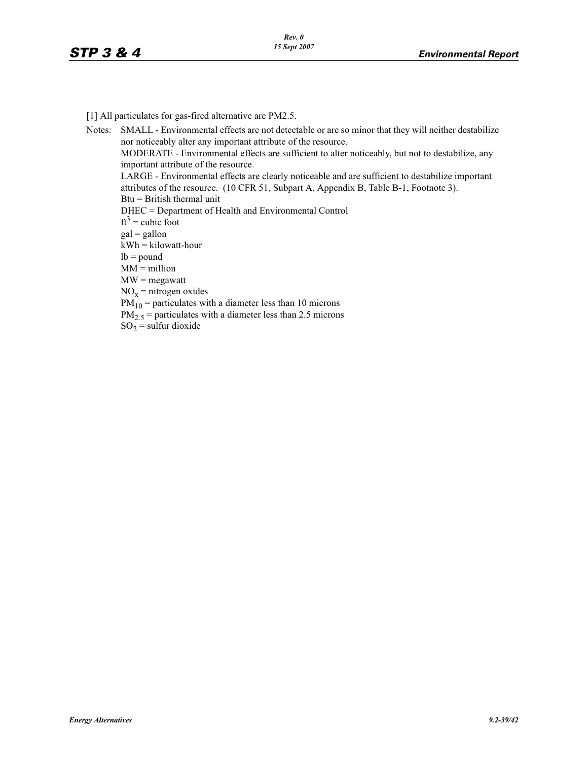[1] All particulates for gas-fired alternative are PM2.5.

Notes: SMALL - Environmental effects are not detectable or are so minor that they will neither destabilize nor noticeably alter any important attribute of the resource.

MODERATE - Environmental effects are sufficient to alter noticeably, but not to destabilize, any important attribute of the resource.

LARGE - Environmental effects are clearly noticeable and are sufficient to destabilize important attributes of the resource. (10 CFR 51, Subpart A, Appendix B, Table B-1, Footnote 3).

Btu = British thermal unit

DHEC = Department of Health and Environmental Control

$ft^3$ = cubic foot

gal = gallon

kWh = kilowatt-hour

lb = pound

MM = million

MW = megawatt

$NO_x$ = nitrogen oxides

$PM_{10}$ = particulates with a diameter less than 10 microns

$PM_{2.5}$ = particulates with a diameter less than 2.5 microns

$SO_2$ = sulfur dioxide